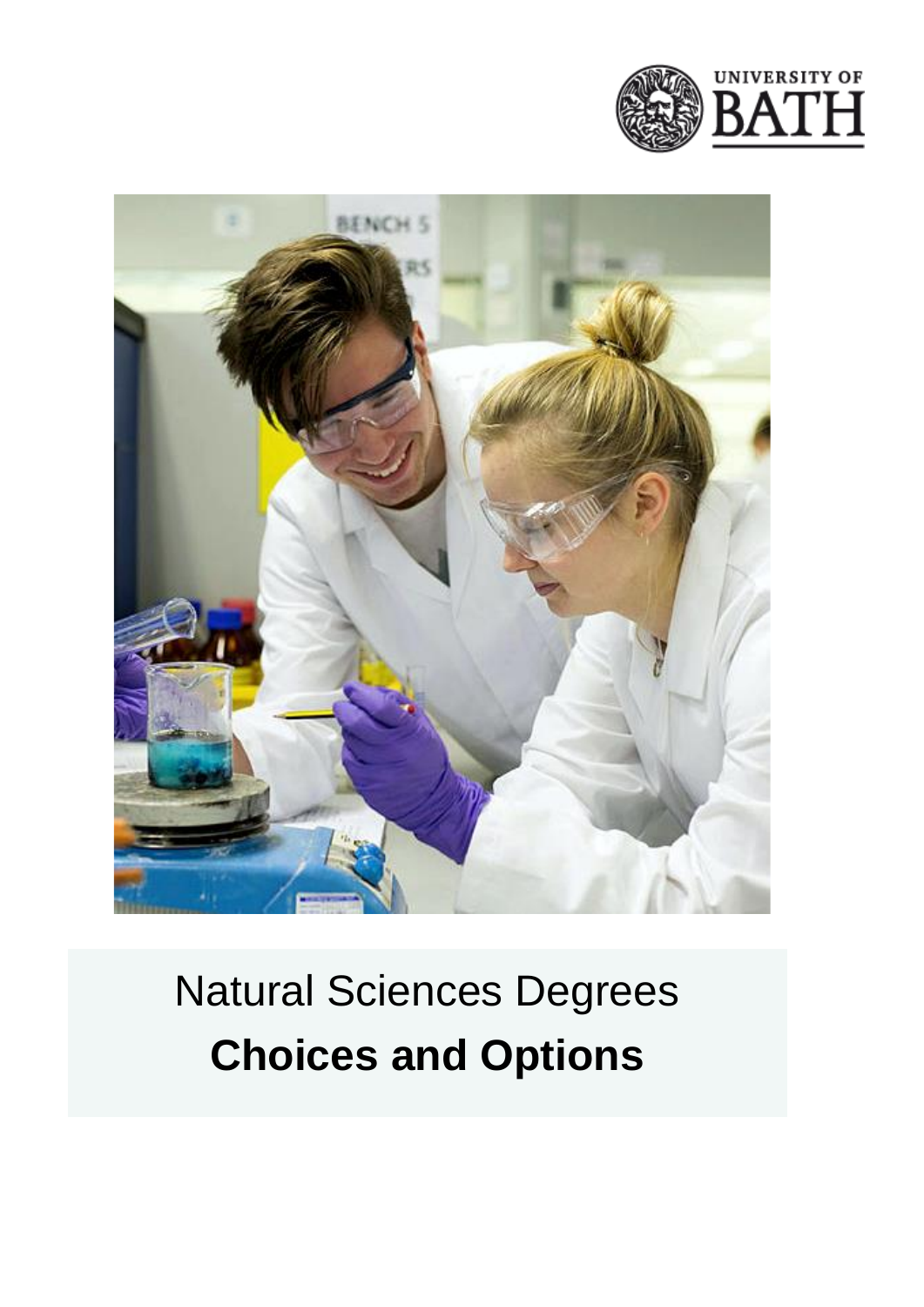UNIVERSITY OF BATH

# Natural Sciences Degrees

## **Choices and Options**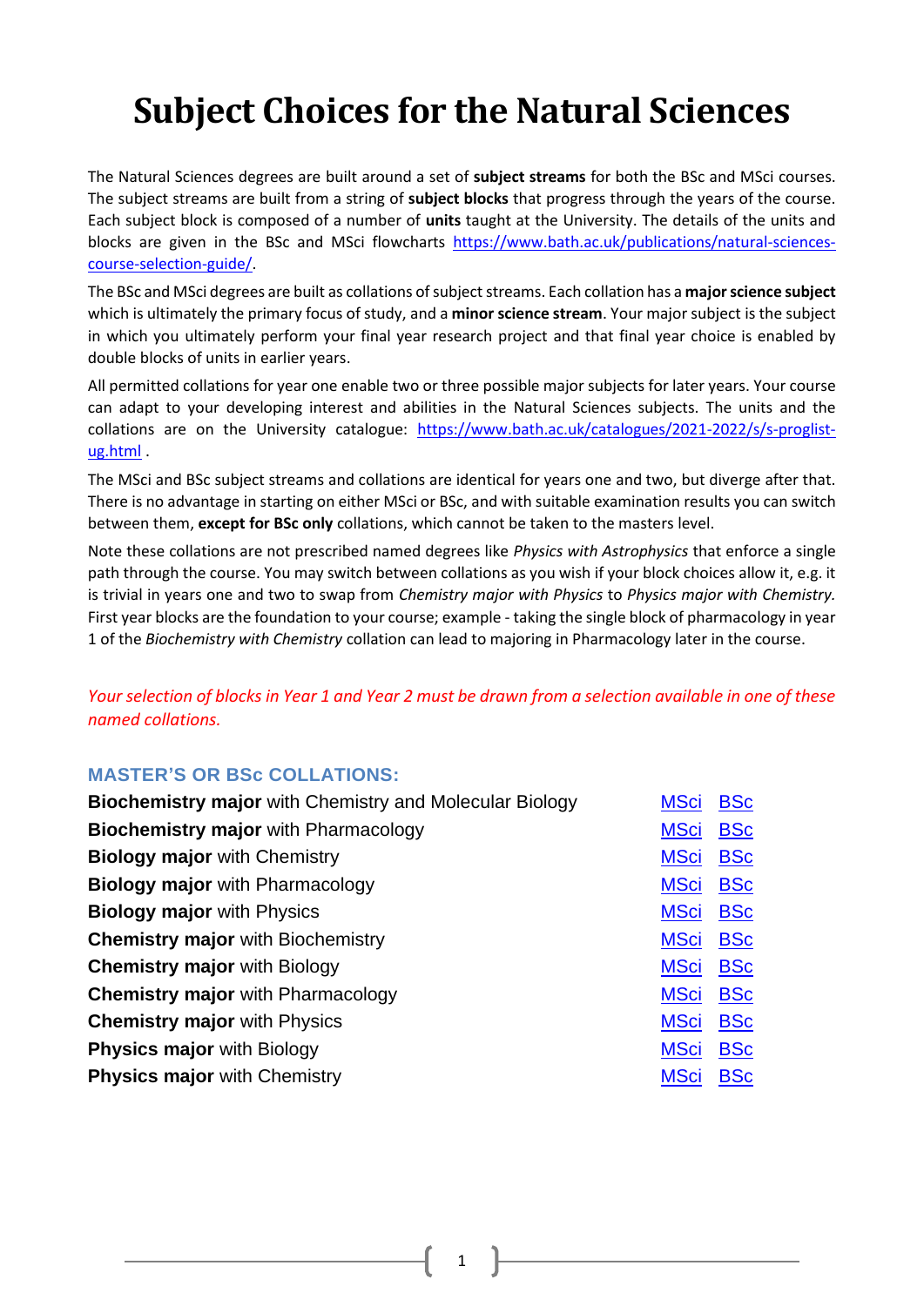# Subject Choices for the Natural Sciences

The Natural Sciences degrees are built around a set of **subject streams** for both the BSc and MSci courses. The subject streams are built from a string of **subject blocks** that progress through the years of the course. Each subject block is composed of a number of **units** taught at the University. The details of the units and blocks are given in the BSc and MSci flowcharts [https://www.bath.ac.uk/publications/natural-sciences-course-selection-guide/](https://www.bath.ac.uk/publications/natural-sciences-course-selection-guide/).

The BSc and MSci degrees are built as collations of subject streams. Each collation has a **major science subject** which is ultimately the primary focus of study, and a **minor science stream**. Your major subject is the subject in which you ultimately perform your final year research project and that final year choice is enabled by double blocks of units in earlier years.

All permitted collations for year one enable two or three possible major subjects for later years. Your course can adapt to your developing interest and abilities in the Natural Sciences subjects. The units and the collations are on the University catalogue: [https://www.bath.ac.uk/catalogues/2021-2022/s/s-proglist-ug.html](https://www.bath.ac.uk/catalogues/2021-2022/s/s-proglist-ug.html) .

The MSci and BSc subject streams and collations are identical for years one and two, but diverge after that. There is no advantage in starting on either MSci or BSc, and with suitable examination results you can switch between them, **except for BSc only** collations, which cannot be taken to the masters level.

Note these collations are not prescribed named degrees like *Physics with Astrophysics* that enforce a single path through the course. You may switch between collations as you wish if your block choices allow it, e.g. it is trivial in years one and two to swap from *Chemistry major with Physics* to *Physics major with Chemistry.* First year blocks are the foundation to your course; example - taking the single block of pharmacology in year 1 of the *Biochemistry with Chemistry* collation can lead to majoring in Pharmacology later in the course.

*Your selection of blocks in Year 1 and Year 2 must be drawn from a selection available in one of these named collations.*

## MASTER'S OR BSc COLLATIONS:

| Collation | | |
|---|---|---|
| **Biochemistry major** with Chemistry and Molecular Biology | MSci | BSc |
| **Biochemistry major** with Pharmacology | MSci | BSc |
| **Biology major** with Chemistry | MSci | BSc |
| **Biology major** with Pharmacology | MSci | BSc |
| **Biology major** with Physics | MSci | BSc |
| **Chemistry major** with Biochemistry | MSci | BSc |
| **Chemistry major** with Biology | MSci | BSc |
| **Chemistry major** with Pharmacology | MSci | BSc |
| **Chemistry major** with Physics | MSci | BSc |
| **Physics major** with Biology | MSci | BSc |
| **Physics major** with Chemistry | MSci | BSc |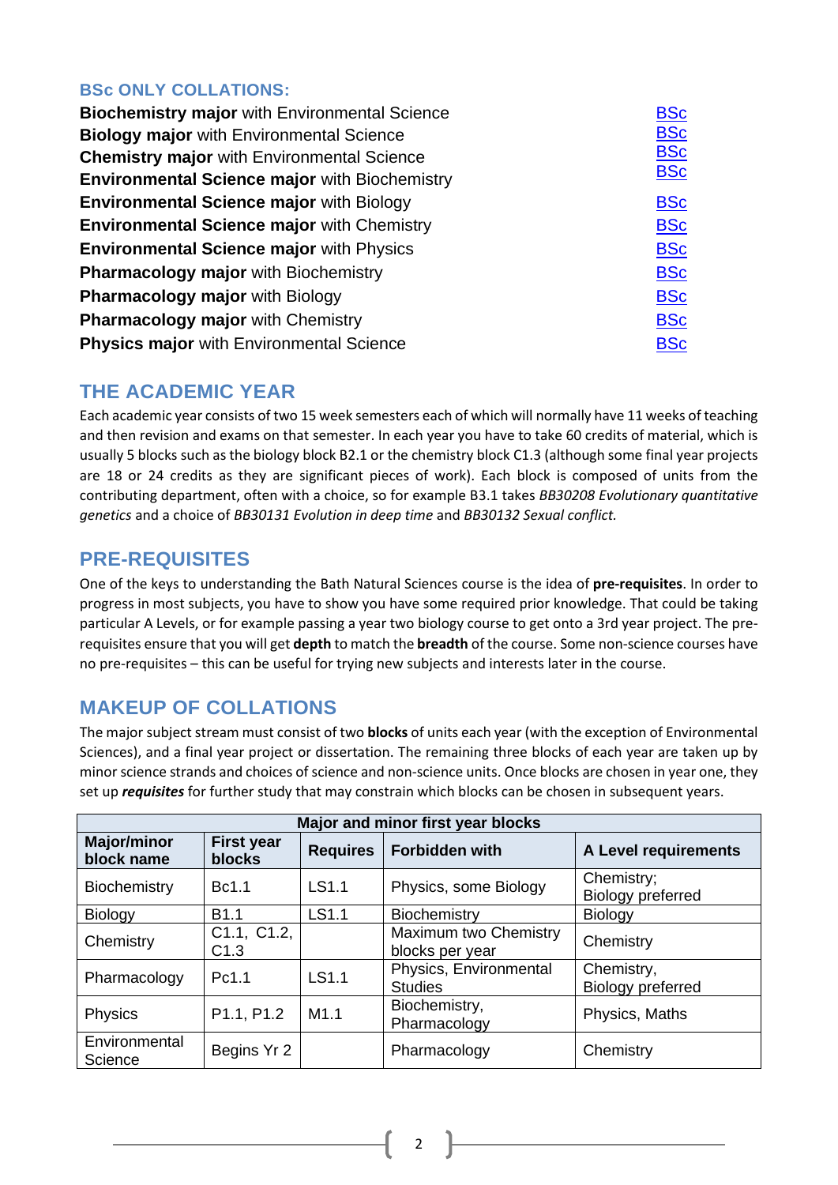### BSc ONLY COLLATIONS:

**Biochemistry major** with Environmental Science BSc
**Biology major** with Environmental Science BSc
**Chemistry major** with Environmental Science BSc
**Environmental Science major** with Biochemistry BSc
**Environmental Science major** with Biology BSc
**Environmental Science major** with Chemistry BSc
**Environmental Science major** with Physics BSc
**Pharmacology major** with Biochemistry BSc
**Pharmacology major** with Biology BSc
**Pharmacology major** with Chemistry BSc
**Physics major** with Environmental Science BSc

## THE ACADEMIC YEAR

Each academic year consists of two 15 week semesters each of which will normally have 11 weeks of teaching and then revision and exams on that semester. In each year you have to take 60 credits of material, which is usually 5 blocks such as the biology block B2.1 or the chemistry block C1.3 (although some final year projects are 18 or 24 credits as they are significant pieces of work). Each block is composed of units from the contributing department, often with a choice, so for example B3.1 takes *BB30208 Evolutionary quantitative genetics* and a choice of *BB30131 Evolution in deep time* and *BB30132 Sexual conflict.*

## PRE-REQUISITES

One of the keys to understanding the Bath Natural Sciences course is the idea of **pre-requisites**. In order to progress in most subjects, you have to show you have some required prior knowledge. That could be taking particular A Levels, or for example passing a year two biology course to get onto a 3rd year project. The pre-requisites ensure that you will get **depth** to match the **breadth** of the course. Some non-science courses have no pre-requisites – this can be useful for trying new subjects and interests later in the course.

## MAKEUP OF COLLATIONS

The major subject stream must consist of two **blocks** of units each year (with the exception of Environmental Sciences), and a final year project or dissertation. The remaining three blocks of each year are taken up by minor science strands and choices of science and non-science units. Once blocks are chosen in year one, they set up ***requisites*** for further study that may constrain which blocks can be chosen in subsequent years.

| Major and minor first year blocks | | | | |
|---|---|---|---|---|
| **Major/minor block name** | **First year blocks** | **Requires** | **Forbidden with** | **A Level requirements** |
| Biochemistry | Bc1.1 | LS1.1 | Physics, some Biology | Chemistry; Biology preferred |
| Biology | B1.1 | LS1.1 | Biochemistry | Biology |
| Chemistry | C1.1, C1.2, C1.3 | | Maximum two Chemistry blocks per year | Chemistry |
| Pharmacology | Pc1.1 | LS1.1 | Physics, Environmental Studies | Chemistry, Biology preferred |
| Physics | P1.1, P1.2 | M1.1 | Biochemistry, Pharmacology | Physics, Maths |
| Environmental Science | Begins Yr 2 | | Pharmacology | Chemistry |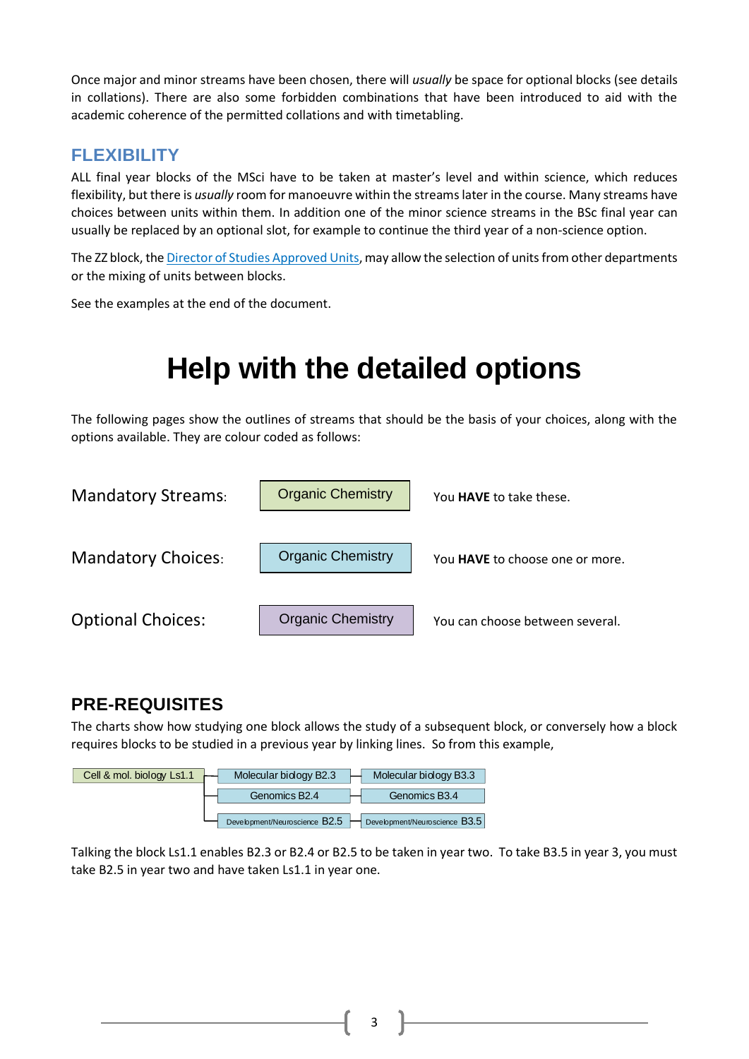Once major and minor streams have been chosen, there will *usually* be space for optional blocks (see details in collations). There are also some forbidden combinations that have been introduced to aid with the academic coherence of the permitted collations and with timetabling.

## FLEXIBILITY

ALL final year blocks of the MSci have to be taken at master's level and within science, which reduces flexibility, but there is *usually* room for manoeuvre within the streams later in the course. Many streams have choices between units within them. In addition one of the minor science streams in the BSc final year can usually be replaced by an optional slot, for example to continue the third year of a non-science option.

The ZZ block, the Director of Studies Approved Units, may allow the selection of units from other departments or the mixing of units between blocks.

See the examples at the end of the document.

# Help with the detailed options

The following pages show the outlines of streams that should be the basis of your choices, along with the options available. They are colour coded as follows:

| | | |
|---|---|---|
| Mandatory Streams: | Organic Chemistry | You **HAVE** to take these. |
| Mandatory Choices: | Organic Chemistry | You **HAVE** to choose one or more. |
| Optional Choices: | Organic Chemistry | You can choose between several. |

## PRE-REQUISITES

The charts show how studying one block allows the study of a subsequent block, or conversely how a block requires blocks to be studied in a previous year by linking lines. So from this example,

| Year 1 | Year 2 | Year 3 |
|---|---|---|
| Cell & mol. biology Ls1.1 | Molecular biology B2.3 | Molecular biology B3.3 |
| | Genomics B2.4 | Genomics B3.4 |
| | Development/Neuroscience B2.5 | Development/Neuroscience B3.5 |

Talking the block Ls1.1 enables B2.3 or B2.4 or B2.5 to be taken in year two. To take B3.5 in year 3, you must take B2.5 in year two and have taken Ls1.1 in year one.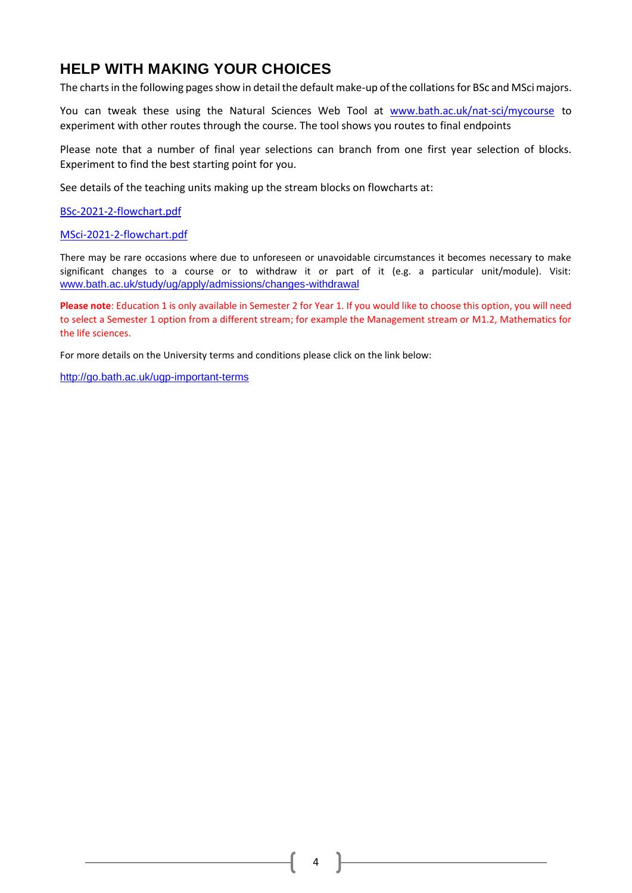# HELP WITH MAKING YOUR CHOICES

The charts in the following pages show in detail the default make-up of the collations for BSc and MSci majors.

You can tweak these using the Natural Sciences Web Tool at [www.bath.ac.uk/nat-sci/mycourse](http://www.bath.ac.uk/nat-sci/mycourse) to experiment with other routes through the course. The tool shows you routes to final endpoints

Please note that a number of final year selections can branch from one first year selection of blocks. Experiment to find the best starting point for you.

See details of the teaching units making up the stream blocks on flowcharts at:

[BSc-2021-2-flowchart.pdf](BSc-2021-2-flowchart.pdf)

[MSci-2021-2-flowchart.pdf](MSci-2021-2-flowchart.pdf)

There may be rare occasions where due to unforeseen or unavoidable circumstances it becomes necessary to make significant changes to a course or to withdraw it or part of it (e.g. a particular unit/module). Visit: [www.bath.ac.uk/study/ug/apply/admissions/changes-withdrawal](http://www.bath.ac.uk/study/ug/apply/admissions/changes-withdrawal)

**Please note**: Education 1 is only available in Semester 2 for Year 1. If you would like to choose this option, you will need to select a Semester 1 option from a different stream; for example the Management stream or M1.2, Mathematics for the life sciences.

For more details on the University terms and conditions please click on the link below:

[http://go.bath.ac.uk/ugp-important-terms](http://go.bath.ac.uk/ugp-important-terms)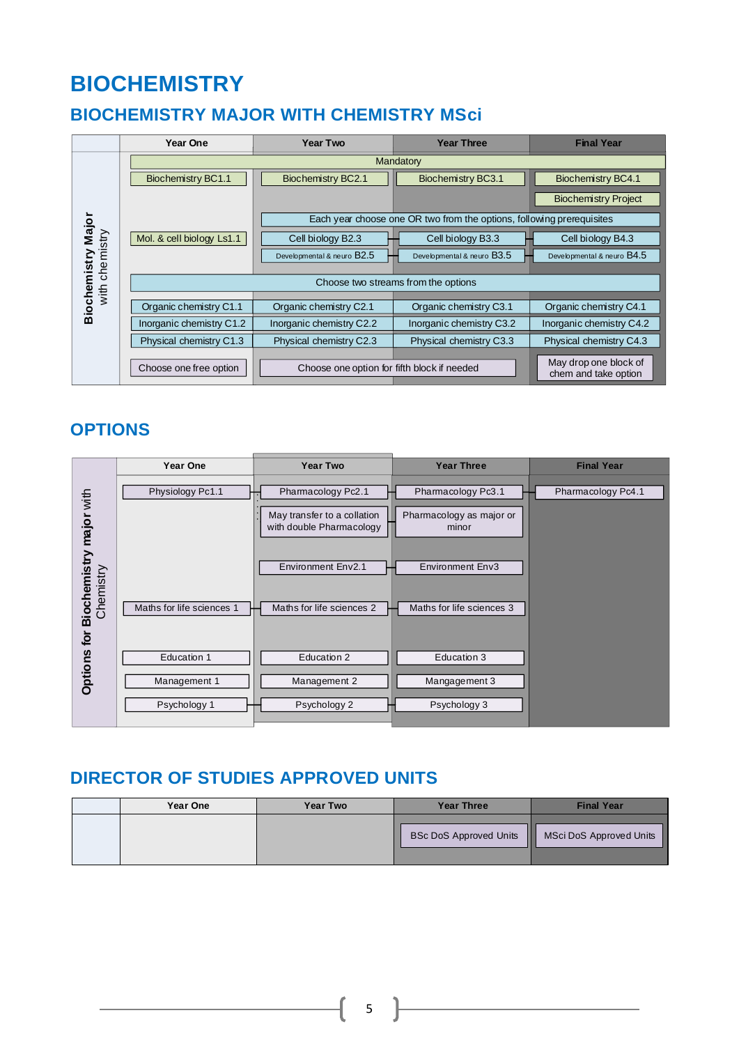# BIOCHEMISTRY

## BIOCHEMISTRY MAJOR WITH CHEMISTRY MSci

| Biochemistry Major with chemistry | Year One | Year Two | Year Three | Final Year |
|---|---|---|---|---|
| | Mandatory | | | |
| | Biochemistry BC1.1 | Biochemistry BC2.1 | Biochemistry BC3.1 | Biochemistry BC4.1 |
| | | | | Biochemistry Project |
| | | Each year choose one OR two from the options, following prerequisites | | |
| | Mol. & cell biology Ls1.1 | Cell biology B2.3 | Cell biology B3.3 | Cell biology B4.3 |
| | | Developmental & neuro B2.5 | Developmental & neuro B3.5 | Developmental & neuro B4.5 |
| | Choose two streams from the options | | | |
| | Organic chemistry C1.1 | Organic chemistry C2.1 | Organic chemistry C3.1 | Organic chemistry C4.1 |
| | Inorganic chemistry C1.2 | Inorganic chemistry C2.2 | Inorganic chemistry C3.2 | Inorganic chemistry C4.2 |
| | Physical chemistry C1.3 | Physical chemistry C2.3 | Physical chemistry C3.3 | Physical chemistry C4.3 |
| | Choose one free option | Choose one option for fifth block if needed | | May drop one block of chem and take option |

## OPTIONS

| Options for Biochemistry major with Chemistry | Year One | Year Two | Year Three | Final Year |
|---|---|---|---|---|
| | Physiology Pc1.1 | Pharmacology Pc2.1 | Pharmacology Pc3.1 | Pharmacology Pc4.1 |
| | | May transfer to a collation with double Pharmacology | Pharmacology as major or minor | |
| | | Environment Env2.1 | Environment Env3 | |
| | Maths for life sciences 1 | Maths for life sciences 2 | Maths for life sciences 3 | |
| | Education 1 | Education 2 | Education 3 | |
| | Management 1 | Management 2 | Mangagement 3 | |
| | Psychology 1 | Psychology 2 | Psychology 3 | |

## DIRECTOR OF STUDIES APPROVED UNITS

| | Year One | Year Two | Year Three | Final Year |
|---|---|---|---|---|
| | | | BSc DoS Approved Units | MSci DoS Approved Units |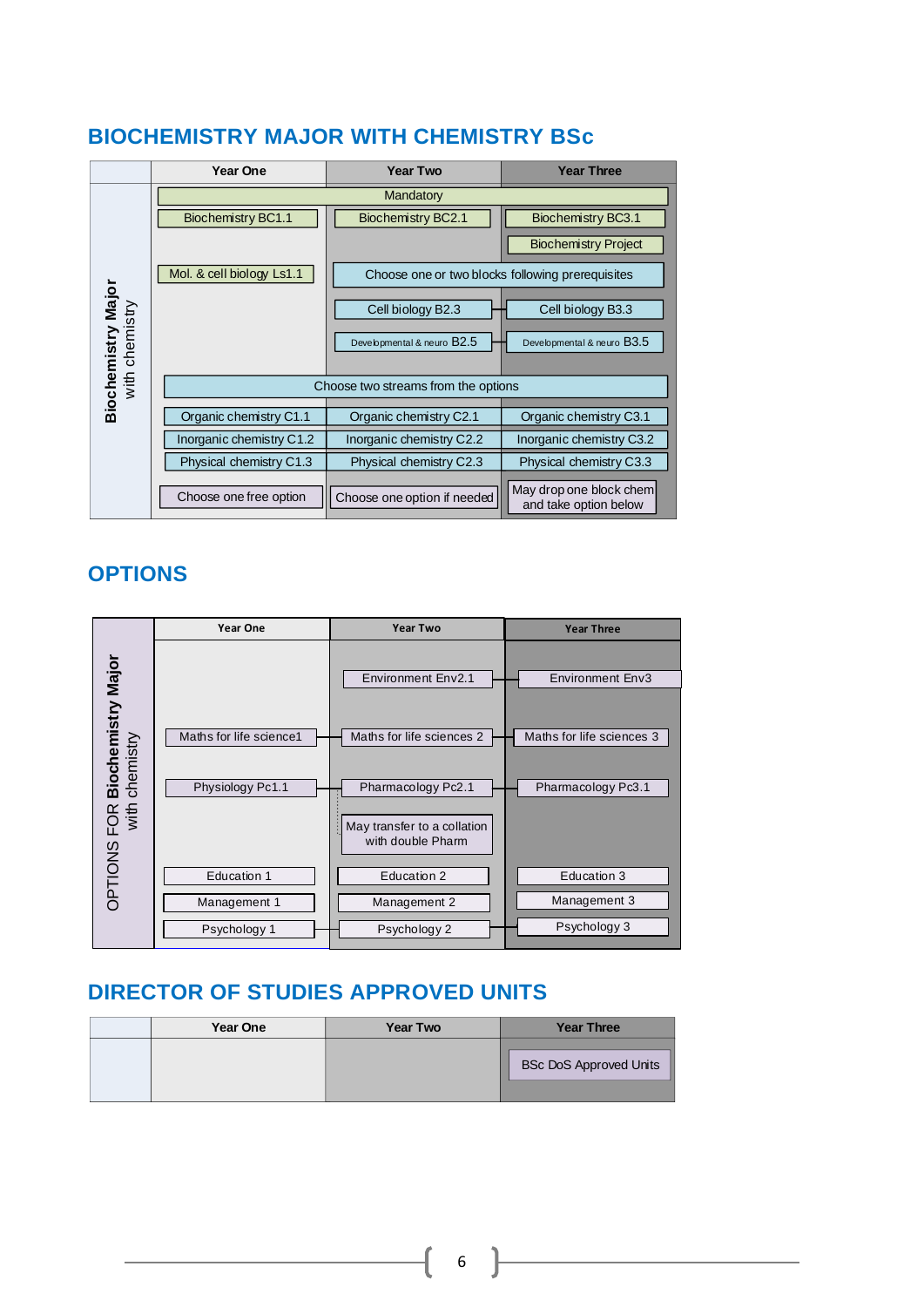## BIOCHEMISTRY MAJOR WITH CHEMISTRY BSc

| **Biochemistry Major** with chemistry | Year One | Year Two | Year Three |
|---|---|---|---|
| | Mandatory | | |
| | Biochemistry BC1.1 | Biochemistry BC2.1 | Biochemistry BC3.1 |
| | | | Biochemistry Project |
| | Mol. & cell biology Ls1.1 | Choose one or two blocks following prerequisites | |
| | | Cell biology B2.3 | Cell biology B3.3 |
| | | Developmental & neuro B2.5 | Developmental & neuro B3.5 |
| | Choose two streams from the options | | |
| | Organic chemistry C1.1 | Organic chemistry C2.1 | Organic chemistry C3.1 |
| | Inorganic chemistry C1.2 | Inorganic chemistry C2.2 | Inorganic chemistry C3.2 |
| | Physical chemistry C1.3 | Physical chemistry C2.3 | Physical chemistry C3.3 |
| | Choose one free option | Choose one option if needed | May drop one block chem and take option below |

## OPTIONS

| OPTIONS FOR **Biochemistry Major** with chemistry | Year One | Year Two | Year Three |
|---|---|---|---|
| | | Environment Env2.1 | Environment Env3 |
| | Maths for life science1 | Maths for life sciences 2 | Maths for life sciences 3 |
| | Physiology Pc1.1 | Pharmacology Pc2.1 | Pharmacology Pc3.1 |
| | | May transfer to a collation with double Pharm | |
| | Education 1 | Education 2 | Education 3 |
| | Management 1 | Management 2 | Management 3 |
| | Psychology 1 | Psychology 2 | Psychology 3 |

## DIRECTOR OF STUDIES APPROVED UNITS

| | Year One | Year Two | Year Three |
|---|---|---|---|
| | | | BSc DoS Approved Units |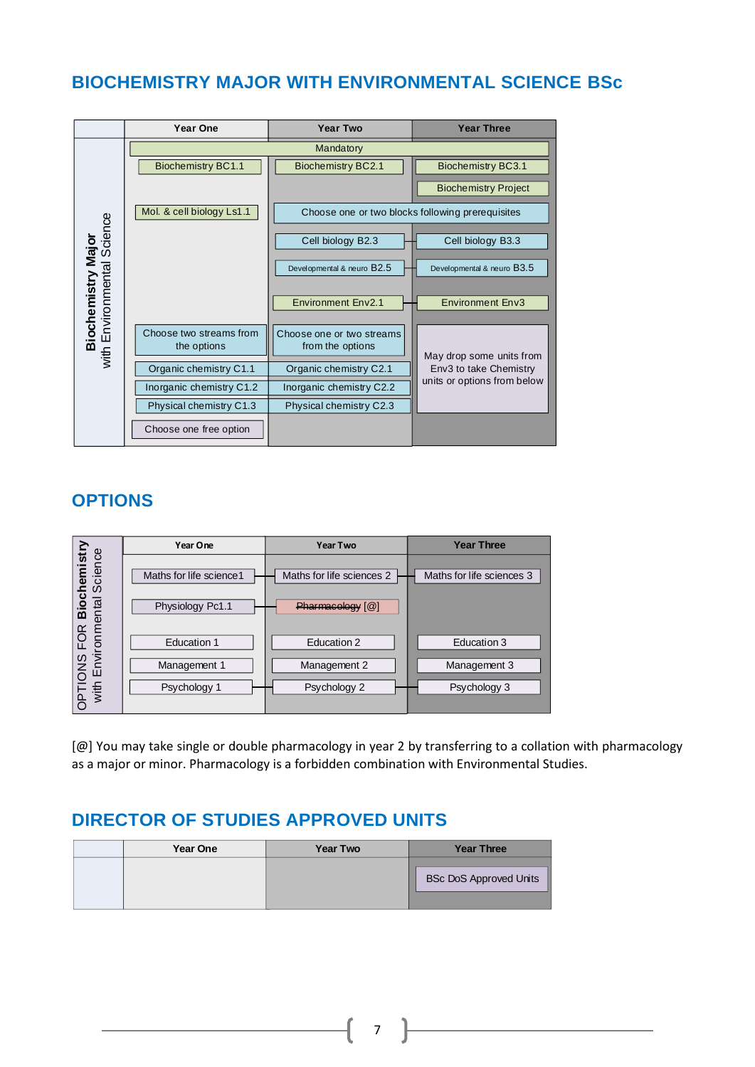## BIOCHEMISTRY MAJOR WITH ENVIRONMENTAL SCIENCE BSc

| **Biochemistry Major** with Environmental Science | Year One | Year Two | Year Three |
|---|---|---|---|
| | Mandatory | | |
| | Biochemistry BC1.1 | Biochemistry BC2.1 | Biochemistry BC3.1 |
| | | | Biochemistry Project |
| | Mol. & cell biology Ls1.1 | Choose one or two blocks following prerequisites | |
| | | Cell biology B2.3 | Cell biology B3.3 |
| | | Developmental & neuro B2.5 | Developmental & neuro B3.5 |
| | | Environment Env2.1 | Environment Env3 |
| | Choose two streams from the options | Choose one or two streams from the options | May drop some units from Env3 to take Chemistry units or options from below |
| | Organic chemistry C1.1 | Organic chemistry C2.1 | |
| | Inorganic chemistry C1.2 | Inorganic chemistry C2.2 | |
| | Physical chemistry C1.3 | Physical chemistry C2.3 | |
| | Choose one free option | | |

## OPTIONS

| OPTIONS FOR **Biochemistry** with Environmental Science | Year One | Year Two | Year Three |
|---|---|---|---|
| | Maths for life science1 | Maths for life sciences 2 | Maths for life sciences 3 |
| | Physiology Pc1.1 | ~~Pharmacology~~ [@] | |
| | Education 1 | Education 2 | Education 3 |
| | Management 1 | Management 2 | Management 3 |
| | Psychology 1 | Psychology 2 | Psychology 3 |

[@] You may take single or double pharmacology in year 2 by transferring to a collation with pharmacology as a major or minor. Pharmacology is a forbidden combination with Environmental Studies.

## DIRECTOR OF STUDIES APPROVED UNITS

| | Year One | Year Two | Year Three |
|---|---|---|---|
| | | | BSc DoS Approved Units |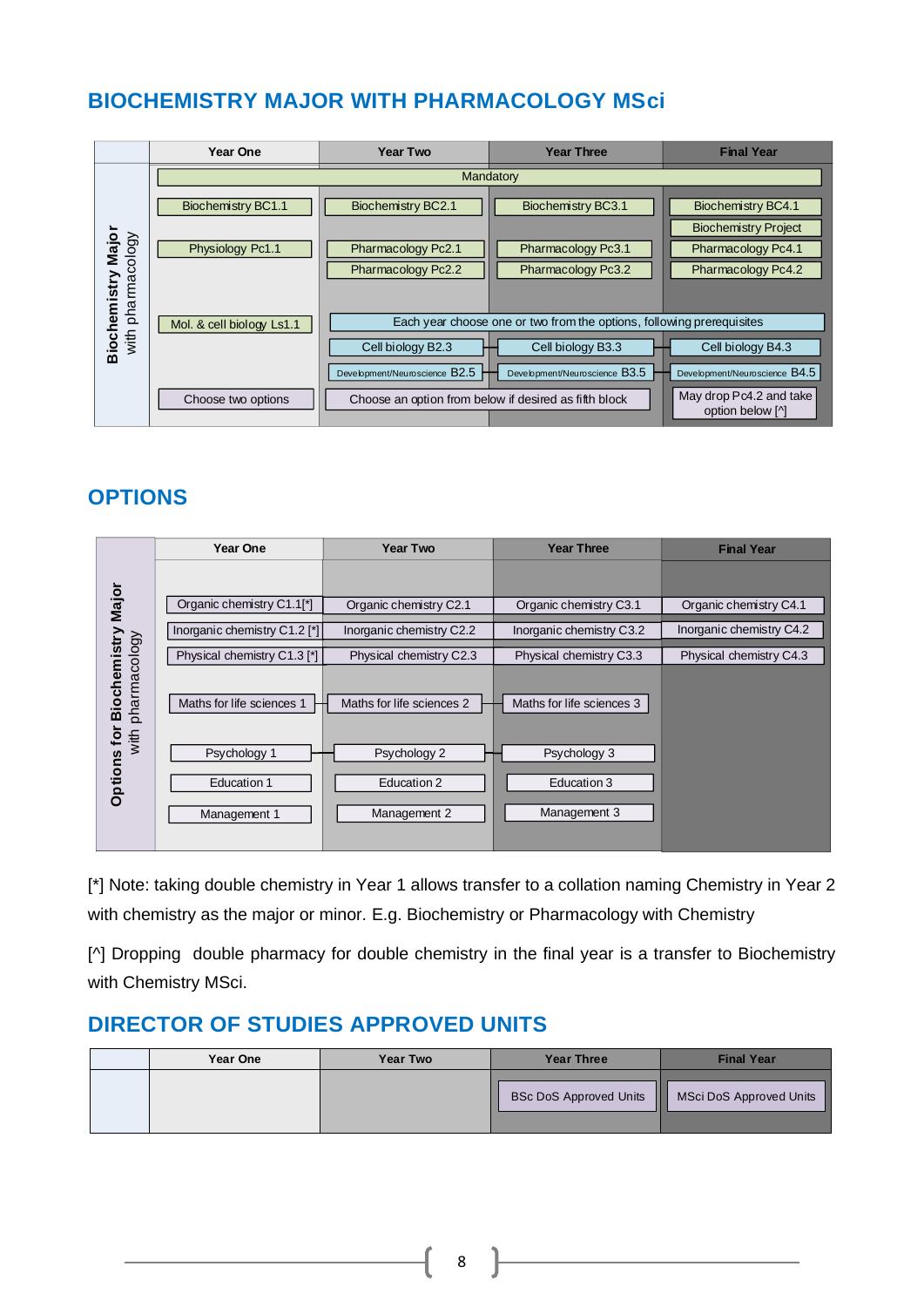## BIOCHEMISTRY MAJOR WITH PHARMACOLOGY MSci

| Biochemistry Major with pharmacology | Year One | Year Two | Year Three | Final Year |
|---|---|---|---|---|
| | Mandatory | | | |
| | Biochemistry BC1.1 | Biochemistry BC2.1 | Biochemistry BC3.1 | Biochemistry BC4.1 |
| | | | | Biochemistry Project |
| | Physiology Pc1.1 | Pharmacology Pc2.1 | Pharmacology Pc3.1 | Pharmacology Pc4.1 |
| | | Pharmacology Pc2.2 | Pharmacology Pc3.2 | Pharmacology Pc4.2 |
| | Mol. & cell biology Ls1.1 | Each year choose one or two from the options, following prerequisites | | |
| | | Cell biology B2.3 | Cell biology B3.3 | Cell biology B4.3 |
| | | Development/Neuroscience B2.5 | Development/Neuroscience B3.5 | Development/Neuroscience B4.5 |
| | Choose two options | Choose an option from below if desired as fifth block | | May drop Pc4.2 and take option below [^] |

## OPTIONS

| Options for Biochemistry Major with pharmacology | Year One | Year Two | Year Three | Final Year |
|---|---|---|---|---|
| | Organic chemistry C1.1[*] | Organic chemistry C2.1 | Organic chemistry C3.1 | Organic chemistry C4.1 |
| | Inorganic chemistry C1.2 [*] | Inorganic chemistry C2.2 | Inorganic chemistry C3.2 | Inorganic chemistry C4.2 |
| | Physical chemistry C1.3 [*] | Physical chemistry C2.3 | Physical chemistry C3.3 | Physical chemistry C4.3 |
| | Maths for life sciences 1 | Maths for life sciences 2 | Maths for life sciences 3 | |
| | Psychology 1 | Psychology 2 | Psychology 3 | |
| | Education 1 | Education 2 | Education 3 | |
| | Management 1 | Management 2 | Management 3 | |

[*] Note: taking double chemistry in Year 1 allows transfer to a collation naming Chemistry in Year 2 with chemistry as the major or minor. E.g. Biochemistry or Pharmacology with Chemistry

[^] Dropping double pharmacy for double chemistry in the final year is a transfer to Biochemistry with Chemistry MSci.

## DIRECTOR OF STUDIES APPROVED UNITS

| | Year One | Year Two | Year Three | Final Year |
|---|---|---|---|---|
| | | | BSc DoS Approved Units | MSci DoS Approved Units |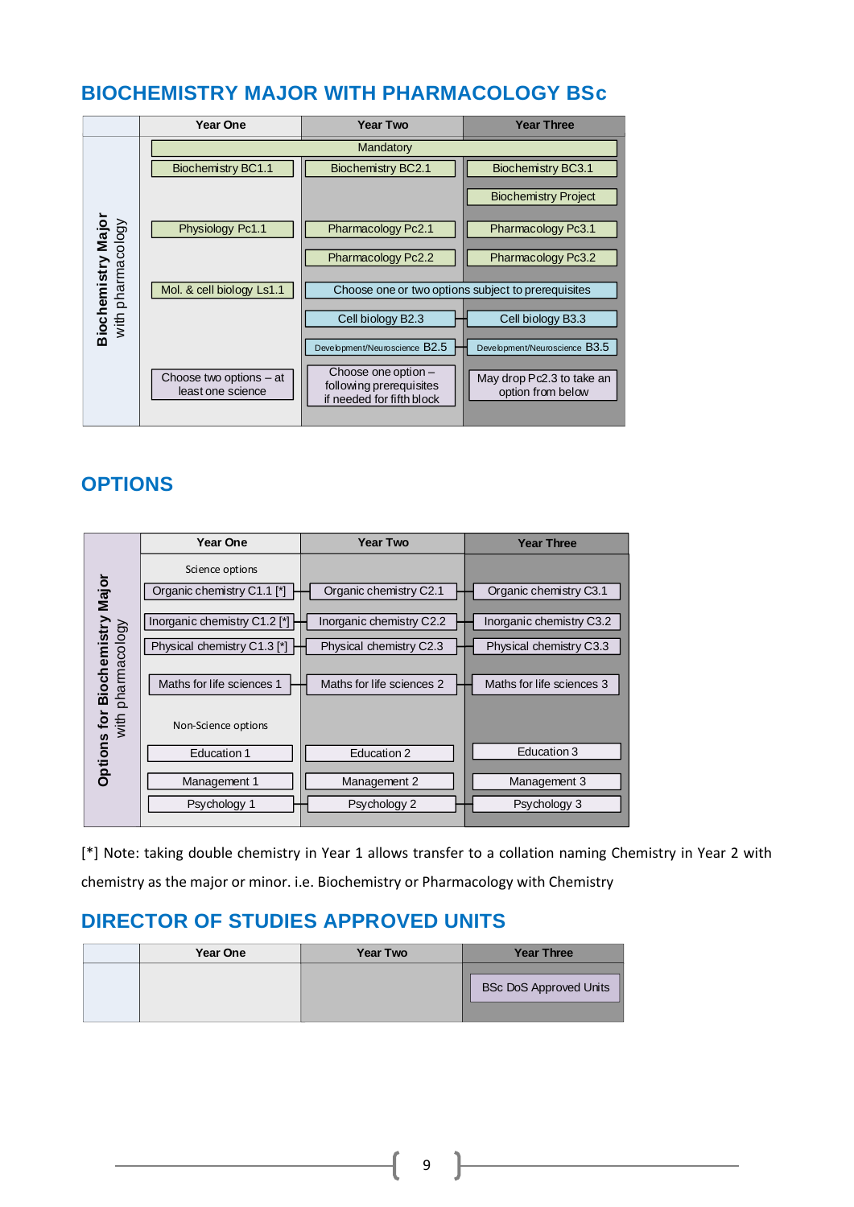## BIOCHEMISTRY MAJOR WITH PHARMACOLOGY BSc

| Biochemistry Major with pharmacology | Year One | Year Two | Year Three |
|---|---|---|---|
| | Mandatory | | |
| | Biochemistry BC1.1 | Biochemistry BC2.1 | Biochemistry BC3.1 |
| | | | Biochemistry Project |
| | Physiology Pc1.1 | Pharmacology Pc2.1 | Pharmacology Pc3.1 |
| | | Pharmacology Pc2.2 | Pharmacology Pc3.2 |
| | Mol. & cell biology Ls1.1 | Choose one or two options subject to prerequisites | |
| | | Cell biology B2.3 | Cell biology B3.3 |
| | | Development/Neuroscience B2.5 | Development/Neuroscience B3.5 |
| | Choose two options – at least one science | Choose one option – following prerequisites if needed for fifth block | May drop Pc2.3 to take an option from below |

## OPTIONS

| Options for Biochemistry Major with pharmacology | Year One | Year Two | Year Three |
|---|---|---|---|
| | Science options | | |
| | Organic chemistry C1.1 [*] | Organic chemistry C2.1 | Organic chemistry C3.1 |
| | Inorganic chemistry C1.2 [*] | Inorganic chemistry C2.2 | Inorganic chemistry C3.2 |
| | Physical chemistry C1.3 [*] | Physical chemistry C2.3 | Physical chemistry C3.3 |
| | Maths for life sciences 1 | Maths for life sciences 2 | Maths for life sciences 3 |
| | Non-Science options | | |
| | Education 1 | Education 2 | Education 3 |
| | Management 1 | Management 2 | Management 3 |
| | Psychology 1 | Psychology 2 | Psychology 3 |

[*] Note: taking double chemistry in Year 1 allows transfer to a collation naming Chemistry in Year 2 with chemistry as the major or minor. i.e. Biochemistry or Pharmacology with Chemistry

## DIRECTOR OF STUDIES APPROVED UNITS

| | Year One | Year Two | Year Three |
|---|---|---|---|
| | | | BSc DoS Approved Units |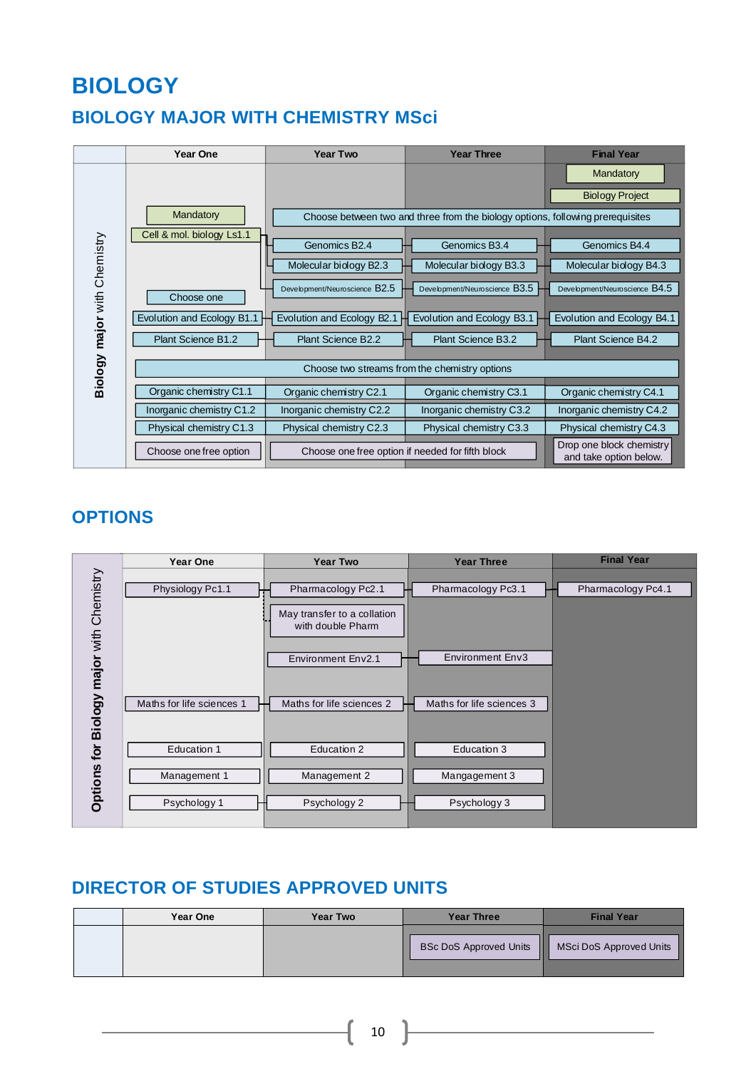# BIOLOGY

## BIOLOGY MAJOR WITH CHEMISTRY MSci

| Biology major with Chemistry | Year One | Year Two | Year Three | Final Year |
|---|---|---|---|---|
| | | | | Mandatory |
| | | | | Biology Project |
| | Mandatory | Choose between two and three from the biology options, following prerequisites | | |
| | Cell & mol. biology Ls1.1 | Genomics B2.4 | Genomics B3.4 | Genomics B4.4 |
| | | Molecular biology B2.3 | Molecular biology B3.3 | Molecular biology B4.3 |
| | | Development/Neuroscience B2.5 | Development/Neuroscience B3.5 | Development/Neuroscience B4.5 |
| | Choose one | | | |
| | Evolution and Ecology B1.1 | Evolution and Ecology B2.1 | Evolution and Ecology B3.1 | Evolution and Ecology B4.1 |
| | Plant Science B1.2 | Plant Science B2.2 | Plant Science B3.2 | Plant Science B4.2 |
| | Choose two streams from the chemistry options | | | |
| | Organic chemistry C1.1 | Organic chemistry C2.1 | Organic chemistry C3.1 | Organic chemistry C4.1 |
| | Inorganic chemistry C1.2 | Inorganic chemistry C2.2 | Inorganic chemistry C3.2 | Inorganic chemistry C4.2 |
| | Physical chemistry C1.3 | Physical chemistry C2.3 | Physical chemistry C3.3 | Physical chemistry C4.3 |
| | Choose one free option | Choose one free option if needed for fifth block | | Drop one block chemistry and take option below. |

## OPTIONS

| Options for Biology major with Chemistry | Year One | Year Two | Year Three | Final Year |
|---|---|---|---|---|
| | Physiology Pc1.1 | Pharmacology Pc2.1 | Pharmacology Pc3.1 | Pharmacology Pc4.1 |
| | | May transfer to a collation with double Pharm | | |
| | | Environment Env2.1 | Environment Env3 | |
| | Maths for life sciences 1 | Maths for life sciences 2 | Maths for life sciences 3 | |
| | Education 1 | Education 2 | Education 3 | |
| | Management 1 | Management 2 | Mangagement 3 | |
| | Psychology 1 | Psychology 2 | Psychology 3 | |

## DIRECTOR OF STUDIES APPROVED UNITS

| | Year One | Year Two | Year Three | Final Year |
|---|---|---|---|---|
| | | | BSc DoS Approved Units | MSci DoS Approved Units |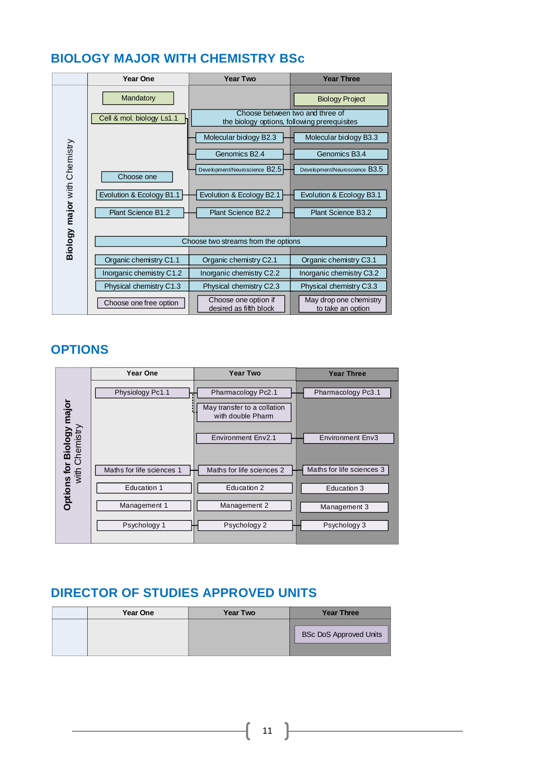## BIOLOGY MAJOR WITH CHEMISTRY BSc

| Biology major with Chemistry | Year One | Year Two | Year Three |
|---|---|---|---|
| | Mandatory | | Biology Project |
| | Cell & mol. biology Ls1.1 | Choose between two and three of the biology options, following prerequisites | |
| | | Molecular biology B2.3 | Molecular biology B3.3 |
| | | Genomics B2.4 | Genomics B3.4 |
| | | Development/Neuroscience B2.5 | Development/Neuroscience B3.5 |
| | Choose one | | |
| | Evolution & Ecology B1.1 | Evolution & Ecology B2.1 | Evolution & Ecology B3.1 |
| | Plant Science B1.2 | Plant Science B2.2 | Plant Science B3.2 |
| | Choose two streams from the options | | |
| | Organic chemistry C1.1 | Organic chemistry C2.1 | Organic chemistry C3.1 |
| | Inorganic chemistry C1.2 | Inorganic chemistry C2.2 | Inorganic chemistry C3.2 |
| | Physical chemistry C1.3 | Physical chemistry C2.3 | Physical chemistry C3.3 |
| | Choose one free option | Choose one option if desired as fifth block | May drop one chemistry to take an option |

## OPTIONS

| Options for Biology major with Chemistry | Year One | Year Two | Year Three |
|---|---|---|---|
| | Physiology Pc1.1 | Pharmacology Pc2.1 | Pharmacology Pc3.1 |
| | | May transfer to a collation with double Pharm | |
| | | Environment Env2.1 | Environment Env3 |
| | Maths for life sciences 1 | Maths for life sciences 2 | Maths for life sciences 3 |
| | Education 1 | Education 2 | Education 3 |
| | Management 1 | Management 2 | Management 3 |
| | Psychology 1 | Psychology 2 | Psychology 3 |

## DIRECTOR OF STUDIES APPROVED UNITS

| | Year One | Year Two | Year Three |
|---|---|---|---|
| | | | BSc DoS Approved Units |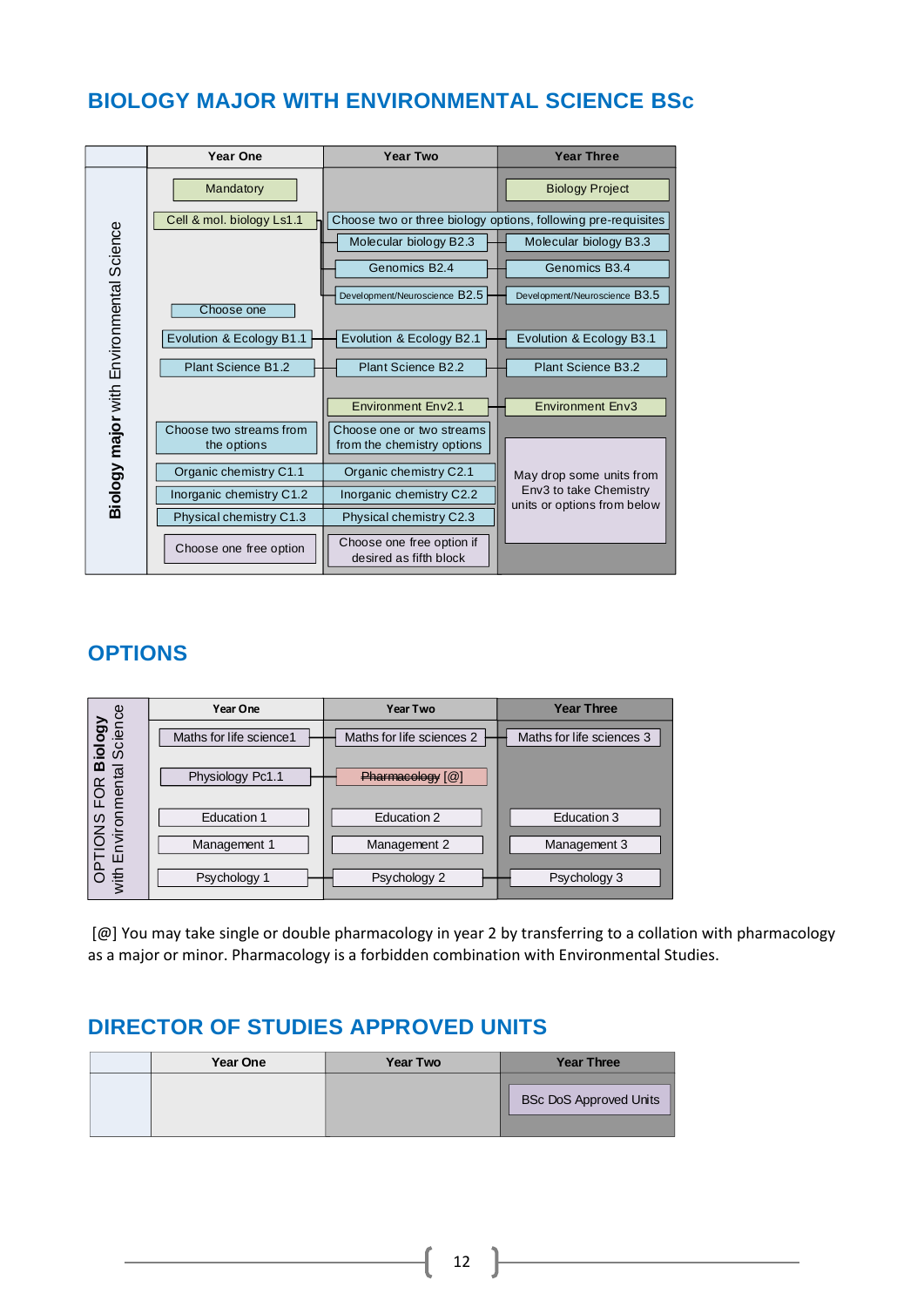## BIOLOGY MAJOR WITH ENVIRONMENTAL SCIENCE BSc

| | Year One | Year Two | Year Three |
|---|---|---|---|
| **Biology major** with Environmental Science | Mandatory | | Biology Project |
| | Cell & mol. biology Ls1.1 | Choose two or three biology options, following pre-requisites | |
| | | Molecular biology B2.3 | Molecular biology B3.3 |
| | | Genomics B2.4 | Genomics B3.4 |
| | | Development/Neuroscience B2.5 | Development/Neuroscience B3.5 |
| | Choose one | | |
| | Evolution & Ecology B1.1 | Evolution & Ecology B2.1 | Evolution & Ecology B3.1 |
| | Plant Science B1.2 | Plant Science B2.2 | Plant Science B3.2 |
| | | Environment Env2.1 | Environment Env3 |
| | Choose two streams from the options | Choose one or two streams from the chemistry options | May drop some units from Env3 to take Chemistry units or options from below |
| | Organic chemistry C1.1 | Organic chemistry C2.1 | |
| | Inorganic chemistry C1.2 | Inorganic chemistry C2.2 | |
| | Physical chemistry C1.3 | Physical chemistry C2.3 | |
| | Choose one free option | Choose one free option if desired as fifth block | |

## OPTIONS

| | Year One | Year Two | Year Three |
|---|---|---|---|
| OPTIONS FOR **Biology** with Environmental Science | Maths for life science1 | Maths for life sciences 2 | Maths for life sciences 3 |
| | Physiology Pc1.1 | ~~Pharmacology~~ [@] | |
| | Education 1 | Education 2 | Education 3 |
| | Management 1 | Management 2 | Management 3 |
| | Psychology 1 | Psychology 2 | Psychology 3 |

[@] You may take single or double pharmacology in year 2 by transferring to a collation with pharmacology as a major or minor. Pharmacology is a forbidden combination with Environmental Studies.

## DIRECTOR OF STUDIES APPROVED UNITS

| | Year One | Year Two | Year Three |
|---|---|---|---|
| | | | BSc DoS Approved Units |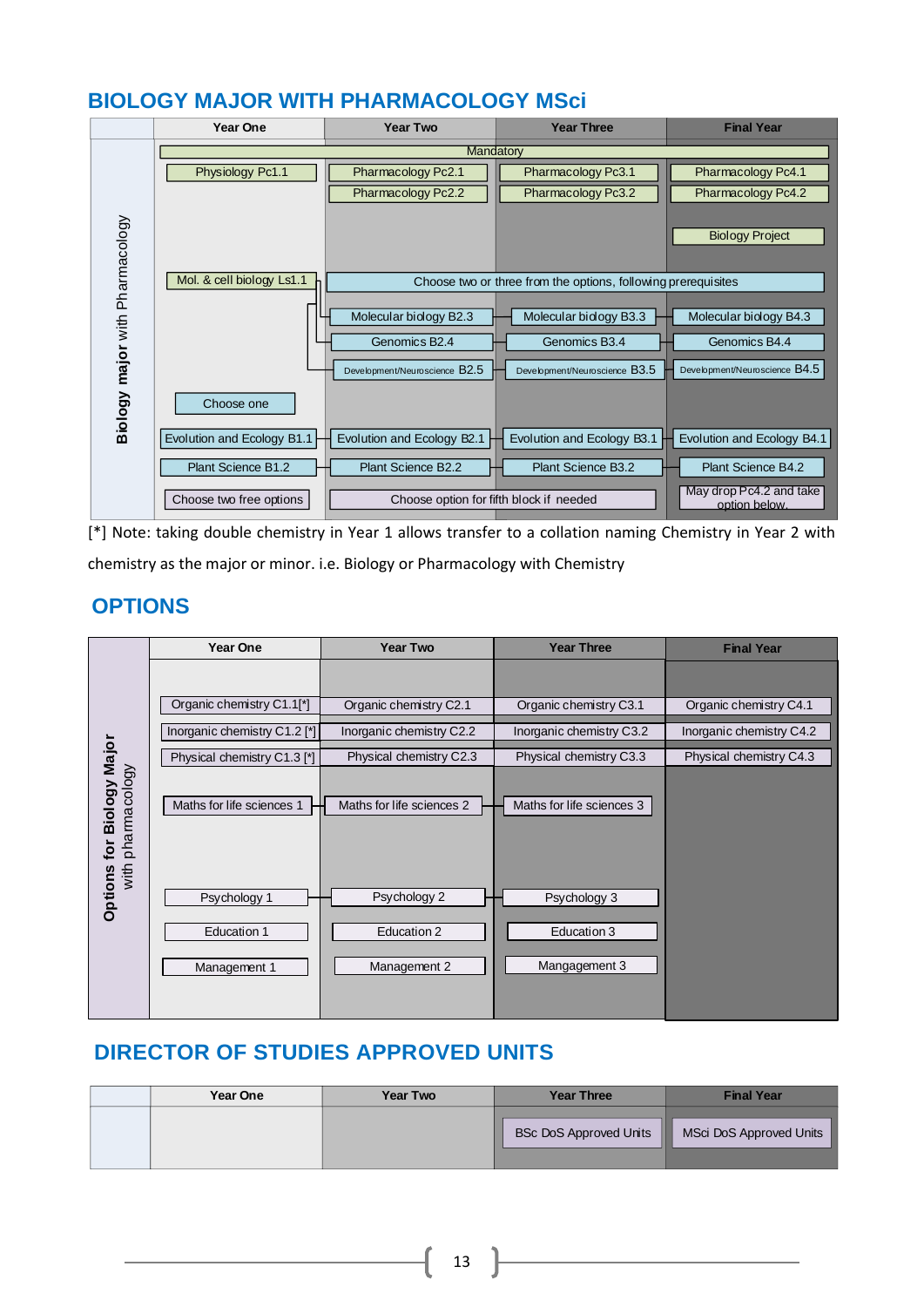## BIOLOGY MAJOR WITH PHARMACOLOGY MSci

| Biology major with Pharmacology | Year One | Year Two | Year Three | Final Year |
|---|---|---|---|---|
| | Mandatory | | | |
| | Physiology Pc1.1 | Pharmacology Pc2.1 | Pharmacology Pc3.1 | Pharmacology Pc4.1 |
| | | Pharmacology Pc2.2 | Pharmacology Pc3.2 | Pharmacology Pc4.2 |
| | | | | Biology Project |
| | Mol. & cell biology Ls1.1 | Choose two or three from the options, following prerequisites | | |
| | | Molecular biology B2.3 | Molecular biology B3.3 | Molecular biology B4.3 |
| | | Genomics B2.4 | Genomics B3.4 | Genomics B4.4 |
| | | Development/Neuroscience B2.5 | Development/Neuroscience B3.5 | Development/Neuroscience B4.5 |
| | Choose one | | | |
| | Evolution and Ecology B1.1 | Evolution and Ecology B2.1 | Evolution and Ecology B3.1 | Evolution and Ecology B4.1 |
| | Plant Science B1.2 | Plant Science B2.2 | Plant Science B3.2 | Plant Science B4.2 |
| | Choose two free options | Choose option for fifth block if needed | | May drop Pc4.2 and take option below. |

[*] Note: taking double chemistry in Year 1 allows transfer to a collation naming Chemistry in Year 2 with chemistry as the major or minor. i.e. Biology or Pharmacology with Chemistry

## OPTIONS

| Options for Biology Major with pharmacology | Year One | Year Two | Year Three | Final Year |
|---|---|---|---|---|
| | Organic chemistry C1.1[*] | Organic chemistry C2.1 | Organic chemistry C3.1 | Organic chemistry C4.1 |
| | Inorganic chemistry C1.2 [*] | Inorganic chemistry C2.2 | Inorganic chemistry C3.2 | Inorganic chemistry C4.2 |
| | Physical chemistry C1.3 [*] | Physical chemistry C2.3 | Physical chemistry C3.3 | Physical chemistry C4.3 |
| | Maths for life sciences 1 | Maths for life sciences 2 | Maths for life sciences 3 | |
| | Psychology 1 | Psychology 2 | Psychology 3 | |
| | Education 1 | Education 2 | Education 3 | |
| | Management 1 | Management 2 | Mangagement 3 | |

## DIRECTOR OF STUDIES APPROVED UNITS

| | Year One | Year Two | Year Three | Final Year |
|---|---|---|---|---|
| | | | BSc DoS Approved Units | MSci DoS Approved Units |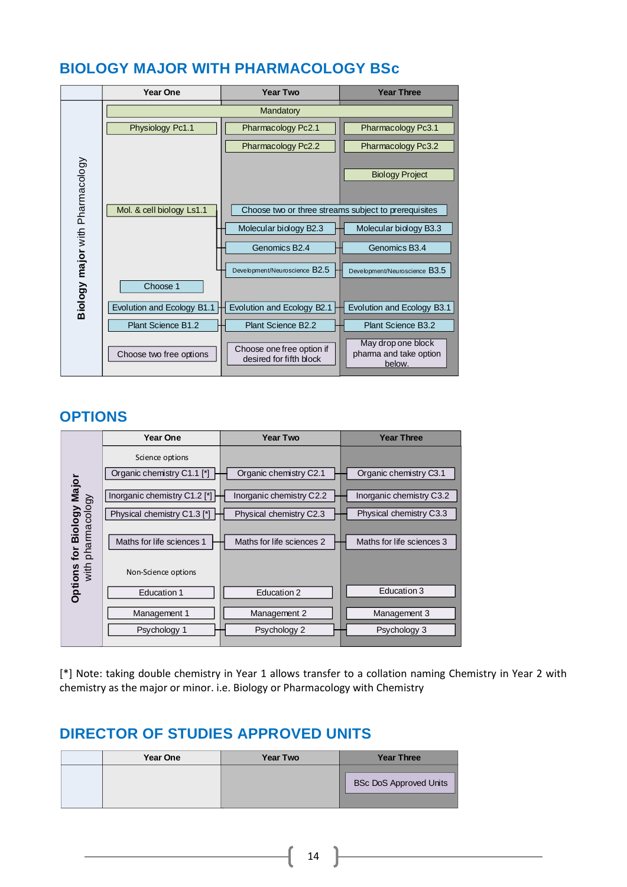## BIOLOGY MAJOR WITH PHARMACOLOGY BSc

| Biology major with Pharmacology | Year One | Year Two | Year Three |
|---|---|---|---|
| | Mandatory | | |
| | Physiology Pc1.1 | Pharmacology Pc2.1 | Pharmacology Pc3.1 |
| | | Pharmacology Pc2.2 | Pharmacology Pc3.2 |
| | | | Biology Project |
| | Mol. & cell biology Ls1.1 | Choose two or three streams subject to prerequisites | |
| | | Molecular biology B2.3 | Molecular biology B3.3 |
| | | Genomics B2.4 | Genomics B3.4 |
| | | Development/Neuroscience B2.5 | Development/Neuroscience B3.5 |
| | Choose 1 | | |
| | Evolution and Ecology B1.1 | Evolution and Ecology B2.1 | Evolution and Ecology B3.1 |
| | Plant Science B1.2 | Plant Science B2.2 | Plant Science B3.2 |
| | Choose two free options | Choose one free option if desired for fifth block | May drop one block pharma and take option below. |

## OPTIONS

| Options for Biology Major with pharmacology | Year One | Year Two | Year Three |
|---|---|---|---|
| | Science options | | |
| | Organic chemistry C1.1 [*] | Organic chemistry C2.1 | Organic chemistry C3.1 |
| | Inorganic chemistry C1.2 [*] | Inorganic chemistry C2.2 | Inorganic chemistry C3.2 |
| | Physical chemistry C1.3 [*] | Physical chemistry C2.3 | Physical chemistry C3.3 |
| | Maths for life sciences 1 | Maths for life sciences 2 | Maths for life sciences 3 |
| | Non-Science options | | |
| | Education 1 | Education 2 | Education 3 |
| | Management 1 | Management 2 | Management 3 |
| | Psychology 1 | Psychology 2 | Psychology 3 |

[*] Note: taking double chemistry in Year 1 allows transfer to a collation naming Chemistry in Year 2 with chemistry as the major or minor. i.e. Biology or Pharmacology with Chemistry

## DIRECTOR OF STUDIES APPROVED UNITS

| | Year One | Year Two | Year Three |
|---|---|---|---|
| | | | BSc DoS Approved Units |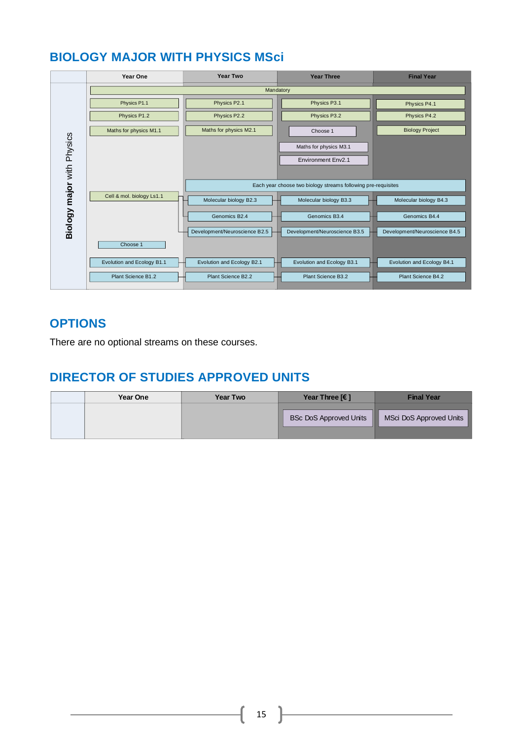## BIOLOGY MAJOR WITH PHYSICS MSci

| Biology major with Physics | Year One | Year Two | Year Three | Final Year |
|---|---|---|---|---|
| **Mandatory** | | | | |
| | Physics P1.1 | Physics P2.1 | Physics P3.1 | Physics P4.1 |
| | Physics P1.2 | Physics P2.2 | Physics P3.2 | Physics P4.2 |
| | Maths for physics M1.1 | Maths for physics M2.1 | Choose 1 | Biology Project |
| | | | Maths for physics M3.1 | |
| | | | Environment Env2.1 | |
| **Each year choose two biology streams following pre-requisites** | | | | |
| | Cell & mol. biology Ls1.1 | Molecular biology B2.3 | Molecular biology B3.3 | Molecular biology B4.3 |
| | | Genomics B2.4 | Genomics B3.4 | Genomics B4.4 |
| | | Development/Neuroscience B2.5 | Development/Neuroscience B3.5 | Development/Neuroscience B4.5 |
| | Choose 1 | | | |
| | Evolution and Ecology B1.1 | Evolution and Ecology B2.1 | Evolution and Ecology B3.1 | Evolution and Ecology B4.1 |
| | Plant Science B1.2 | Plant Science B2.2 | Plant Science B3.2 | Plant Science B4.2 |

## OPTIONS

There are no optional streams on these courses.

## DIRECTOR OF STUDIES APPROVED UNITS

| | Year One | Year Two | Year Three [€ ] | Final Year |
|---|---|---|---|---|
| | | | BSc DoS Approved Units | MSci DoS Approved Units |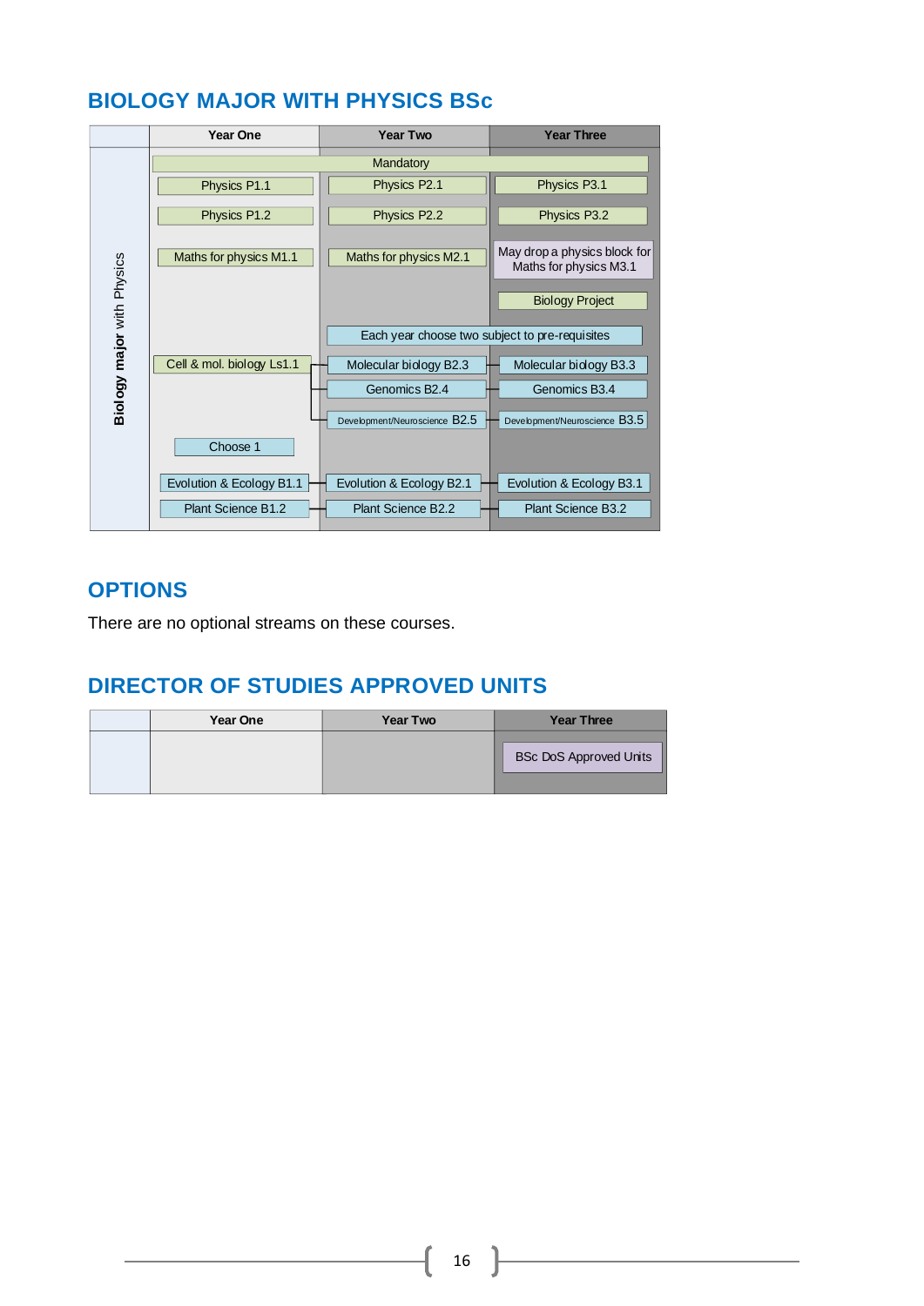## BIOLOGY MAJOR WITH PHYSICS BSc

| Biology major with Physics | Year One | Year Two | Year Three |
|---|---|---|---|
| | Mandatory | | |
| | Physics P1.1 | Physics P2.1 | Physics P3.1 |
| | Physics P1.2 | Physics P2.2 | Physics P3.2 |
| | Maths for physics M1.1 | Maths for physics M2.1 | May drop a physics block for Maths for physics M3.1 |
| | | | Biology Project |
| | | Each year choose two subject to pre-requisites | |
| | Cell & mol. biology Ls1.1 | Molecular biology B2.3 | Molecular biology B3.3 |
| | | Genomics B2.4 | Genomics B3.4 |
| | | Development/Neuroscience B2.5 | Development/Neuroscience B3.5 |
| | Choose 1 | | |
| | Evolution & Ecology B1.1 | Evolution & Ecology B2.1 | Evolution & Ecology B3.1 |
| | Plant Science B1.2 | Plant Science B2.2 | Plant Science B3.2 |

## OPTIONS

There are no optional streams on these courses.

## DIRECTOR OF STUDIES APPROVED UNITS

| | Year One | Year Two | Year Three |
|---|---|---|---|
| | | | BSc DoS Approved Units |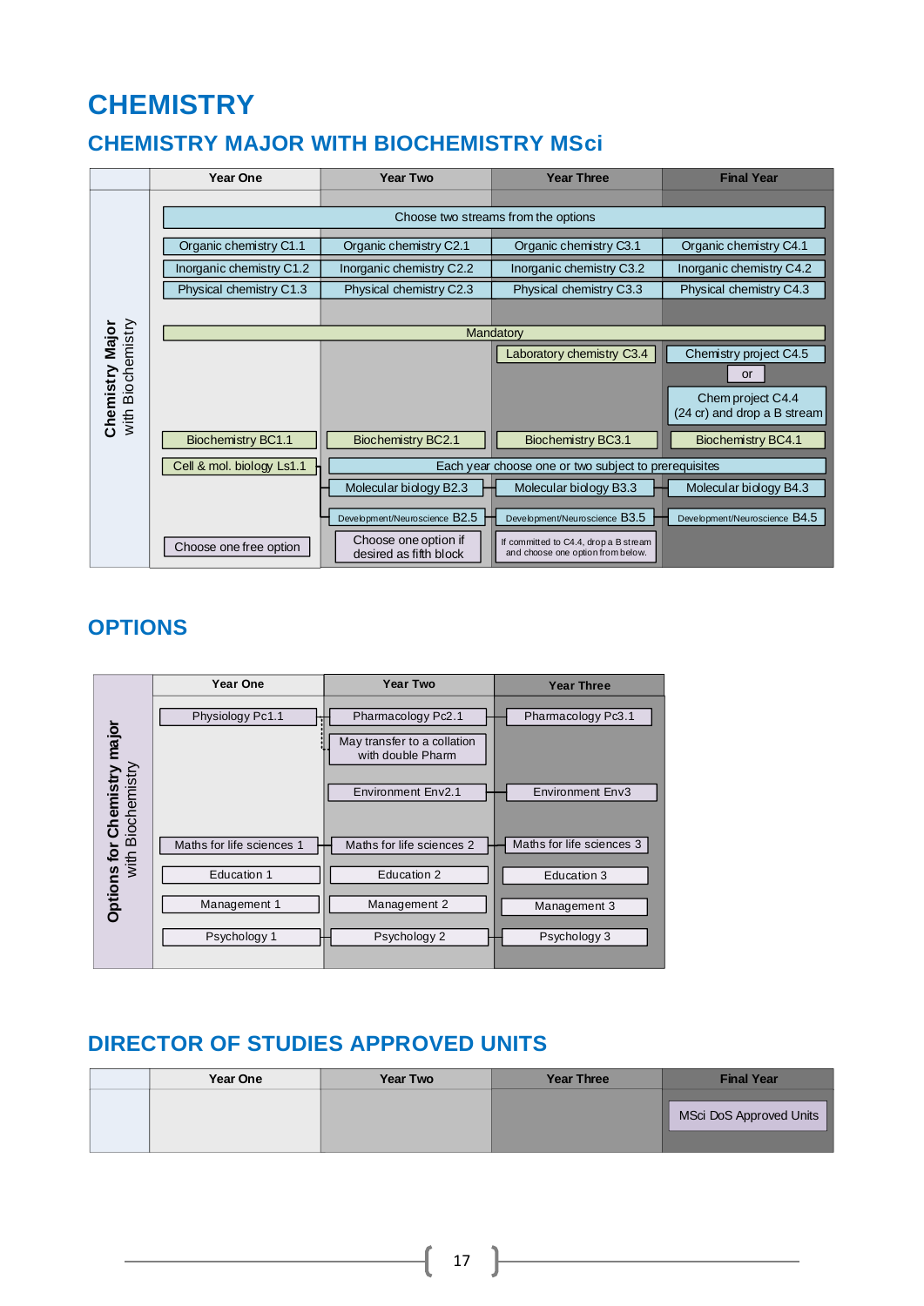# CHEMISTRY

## CHEMISTRY MAJOR WITH BIOCHEMISTRY MSci

| Chemistry Major with Biochemistry | Year One | Year Two | Year Three | Final Year |
|---|---|---|---|---|
| | Choose two streams from the options | | | |
| | Organic chemistry C1.1 | Organic chemistry C2.1 | Organic chemistry C3.1 | Organic chemistry C4.1 |
| | Inorganic chemistry C1.2 | Inorganic chemistry C2.2 | Inorganic chemistry C3.2 | Inorganic chemistry C4.2 |
| | Physical chemistry C1.3 | Physical chemistry C2.3 | Physical chemistry C3.3 | Physical chemistry C4.3 |
| | Mandatory | | | |
| | | | Laboratory chemistry C3.4 | Chemistry project C4.5 or Chem project C4.4 (24 cr) and drop a B stream |
| | Biochemistry BC1.1 | Biochemistry BC2.1 | Biochemistry BC3.1 | Biochemistry BC4.1 |
| | Cell & mol. biology Ls1.1 | Each year choose one or two subject to prerequisites | | |
| | | Molecular biology B2.3 | Molecular biology B3.3 | Molecular biology B4.3 |
| | | Development/Neuroscience B2.5 | Development/Neuroscience B3.5 | Development/Neuroscience B4.5 |
| | Choose one free option | Choose one option if desired as fifth block | If committed to C4.4, drop a B stream and choose one option from below. | |

## OPTIONS

| Options for Chemistry major with Biochemistry | Year One | Year Two | Year Three |
|---|---|---|---|
| | Physiology Pc1.1 | Pharmacology Pc2.1 | Pharmacology Pc3.1 |
| | | May transfer to a collation with double Pharm | |
| | | Environment Env2.1 | Environment Env3 |
| | Maths for life sciences 1 | Maths for life sciences 2 | Maths for life sciences 3 |
| | Education 1 | Education 2 | Education 3 |
| | Management 1 | Management 2 | Management 3 |
| | Psychology 1 | Psychology 2 | Psychology 3 |

## DIRECTOR OF STUDIES APPROVED UNITS

| | Year One | Year Two | Year Three | Final Year |
|---|---|---|---|---|
| | | | | MSci DoS Approved Units |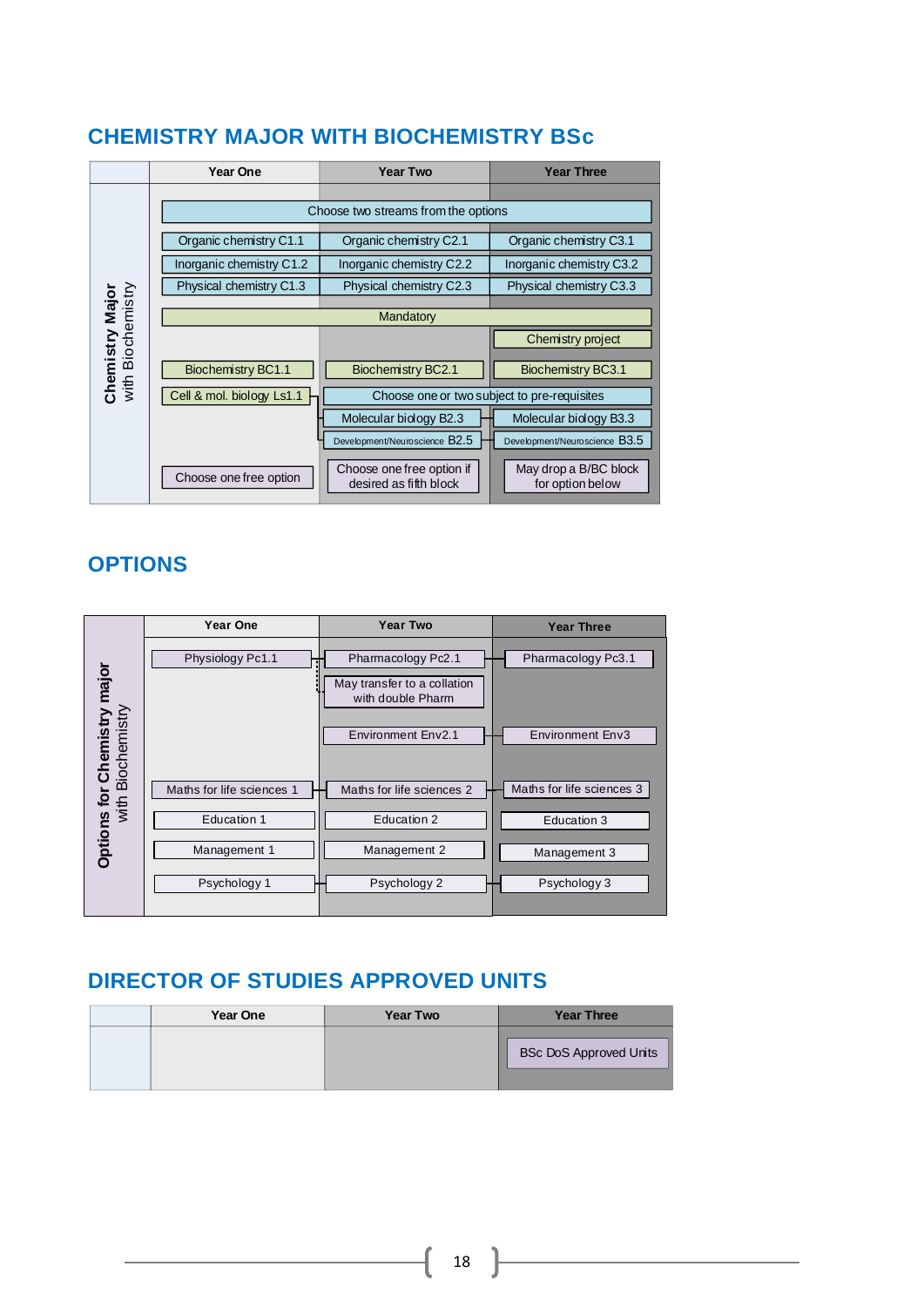## CHEMISTRY MAJOR WITH BIOCHEMISTRY BSc

**Chemistry Major with Biochemistry**

| Year One | Year Two | Year Three |
|---|---|---|
| Choose two streams from the options | | |
| Organic chemistry C1.1 | Organic chemistry C2.1 | Organic chemistry C3.1 |
| Inorganic chemistry C1.2 | Inorganic chemistry C2.2 | Inorganic chemistry C3.2 |
| Physical chemistry C1.3 | Physical chemistry C2.3 | Physical chemistry C3.3 |
| Mandatory | | |
| | | Chemistry project |
| Biochemistry BC1.1 | Biochemistry BC2.1 | Biochemistry BC3.1 |
| Cell & mol. biology Ls1.1 | Choose one or two subject to pre-requisites | |
| | Molecular biology B2.3 | Molecular biology B3.3 |
| | Development/Neuroscience B2.5 | Development/Neuroscience B3.5 |
| Choose one free option | Choose one free option if desired as fifth block | May drop a B/BC block for option below |

## OPTIONS

**Options for Chemistry major with Biochemistry**

| Year One | Year Two | Year Three |
|---|---|---|
| Physiology Pc1.1 | Pharmacology Pc2.1 | Pharmacology Pc3.1 |
| | May transfer to a collation with double Pharm | |
| | Environment Env2.1 | Environment Env3 |
| Maths for life sciences 1 | Maths for life sciences 2 | Maths for life sciences 3 |
| Education 1 | Education 2 | Education 3 |
| Management 1 | Management 2 | Management 3 |
| Psychology 1 | Psychology 2 | Psychology 3 |

## DIRECTOR OF STUDIES APPROVED UNITS

| Year One | Year Two | Year Three |
|---|---|---|
| | | BSc DoS Approved Units |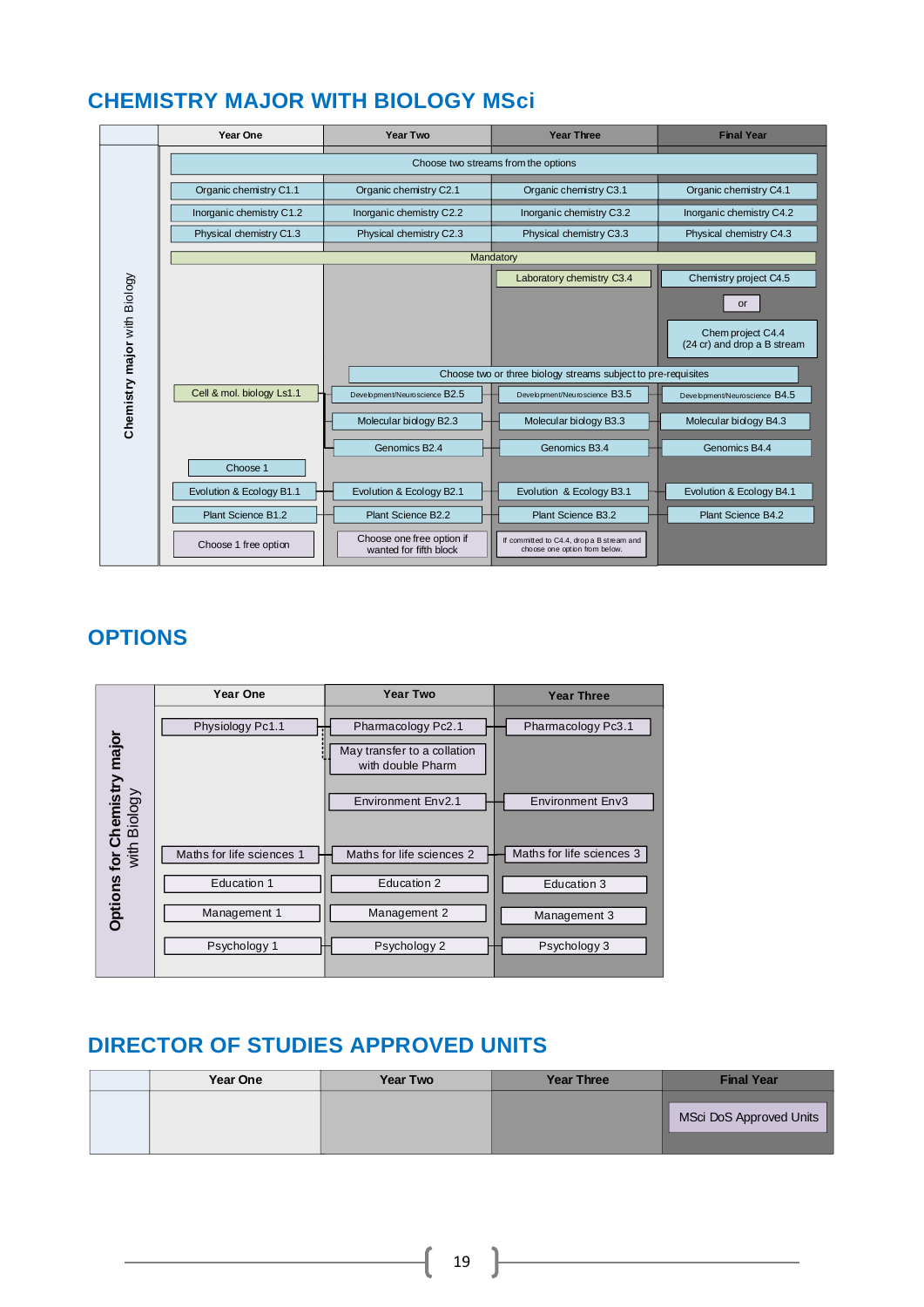## CHEMISTRY MAJOR WITH BIOLOGY MSci

**Chemistry major with Biology**

| Year One | Year Two | Year Three | Final Year |
|---|---|---|---|
| Choose two streams from the options | | | |
| Organic chemistry C1.1 | Organic chemistry C2.1 | Organic chemistry C3.1 | Organic chemistry C4.1 |
| Inorganic chemistry C1.2 | Inorganic chemistry C2.2 | Inorganic chemistry C3.2 | Inorganic chemistry C4.2 |
| Physical chemistry C1.3 | Physical chemistry C2.3 | Physical chemistry C3.3 | Physical chemistry C4.3 |
| Mandatory | | | |
| | | Laboratory chemistry C3.4 | Chemistry project C4.5 |
| | | | or |
| | | | Chem project C4.4 (24 cr) and drop a B stream |
| | Choose two or three biology streams subject to pre-requisites | | |
| Cell & mol. biology Ls1.1 | Development/Neuroscience B2.5 | Development/Neuroscience B3.5 | Development/Neuroscience B4.5 |
| | Molecular biology B2.3 | Molecular biology B3.3 | Molecular biology B4.3 |
| | Genomics B2.4 | Genomics B3.4 | Genomics B4.4 |
| Choose 1 | | | |
| Evolution & Ecology B1.1 | Evolution & Ecology B2.1 | Evolution & Ecology B3.1 | Evolution & Ecology B4.1 |
| Plant Science B1.2 | Plant Science B2.2 | Plant Science B3.2 | Plant Science B4.2 |
| Choose 1 free option | Choose one free option if wanted for fifth block | If committed to C4.4, drop a B stream and choose one option from below. | |

## OPTIONS

**Options for Chemistry major with Biology**

| Year One | Year Two | Year Three |
|---|---|---|
| Physiology Pc1.1 | Pharmacology Pc2.1 | Pharmacology Pc3.1 |
| | May transfer to a collation with double Pharm | |
| | Environment Env2.1 | Environment Env3 |
| Maths for life sciences 1 | Maths for life sciences 2 | Maths for life sciences 3 |
| Education 1 | Education 2 | Education 3 |
| Management 1 | Management 2 | Management 3 |
| Psychology 1 | Psychology 2 | Psychology 3 |

## DIRECTOR OF STUDIES APPROVED UNITS

| Year One | Year Two | Year Three | Final Year |
|---|---|---|---|
| | | | MSci DoS Approved Units |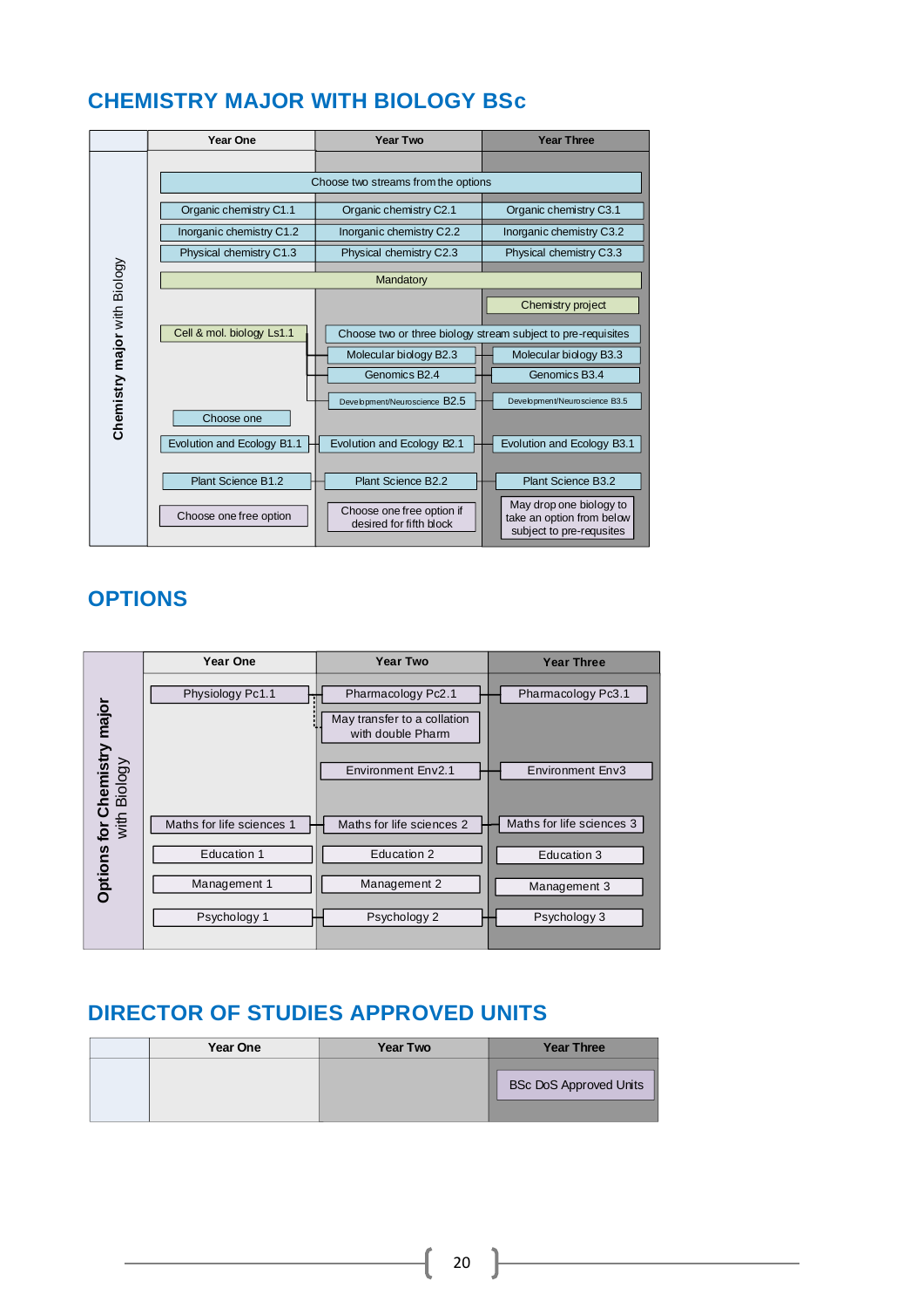## CHEMISTRY MAJOR WITH BIOLOGY BSc

| Chemistry major with Biology | Year One | Year Two | Year Three |
|---|---|---|---|
| | Choose two streams from the options | | |
| | Organic chemistry C1.1 | Organic chemistry C2.1 | Organic chemistry C3.1 |
| | Inorganic chemistry C1.2 | Inorganic chemistry C2.2 | Inorganic chemistry C3.2 |
| | Physical chemistry C1.3 | Physical chemistry C2.3 | Physical chemistry C3.3 |
| | Mandatory | | |
| | | | Chemistry project |
| | Cell & mol. biology Ls1.1 | Choose two or three biology stream subject to pre-requisites | |
| | | Molecular biology B2.3 | Molecular biology B3.3 |
| | | Genomics B2.4 | Genomics B3.4 |
| | | Development/Neuroscience B2.5 | Development/Neuroscience B3.5 |
| | Choose one | | |
| | Evolution and Ecology B1.1 | Evolution and Ecology B2.1 | Evolution and Ecology B3.1 |
| | Plant Science B1.2 | Plant Science B2.2 | Plant Science B3.2 |
| | Choose one free option | Choose one free option if desired for fifth block | May drop one biology to take an option from below subject to pre-requsites |

## OPTIONS

| Options for Chemistry major with Biology | Year One | Year Two | Year Three |
|---|---|---|---|
| | Physiology Pc1.1 | Pharmacology Pc2.1 | Pharmacology Pc3.1 |
| | | May transfer to a collation with double Pharm | |
| | | Environment Env2.1 | Environment Env3 |
| | Maths for life sciences 1 | Maths for life sciences 2 | Maths for life sciences 3 |
| | Education 1 | Education 2 | Education 3 |
| | Management 1 | Management 2 | Management 3 |
| | Psychology 1 | Psychology 2 | Psychology 3 |

## DIRECTOR OF STUDIES APPROVED UNITS

| | Year One | Year Two | Year Three |
|---|---|---|---|
| | | | BSc DoS Approved Units |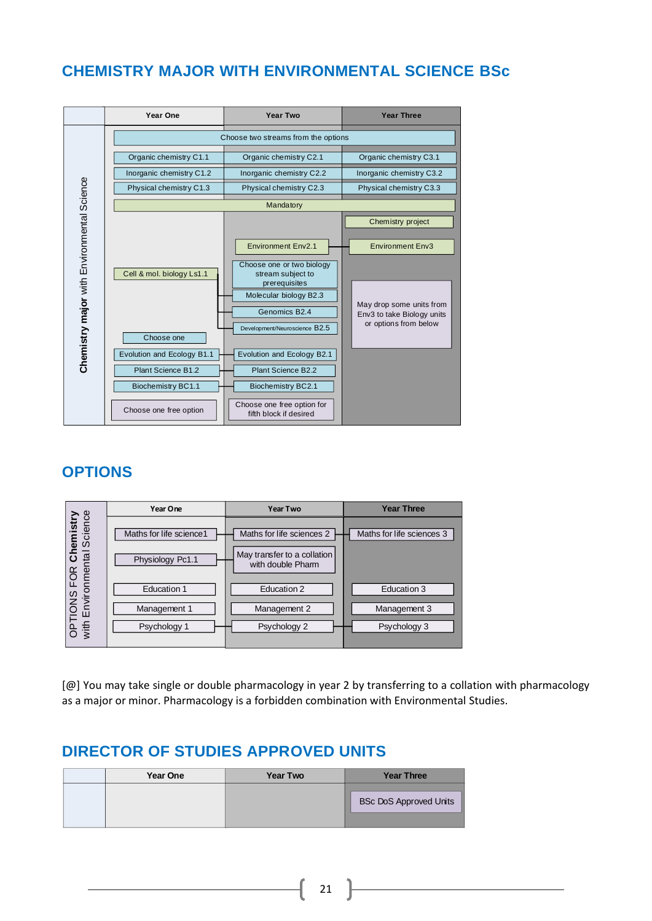# CHEMISTRY MAJOR WITH ENVIRONMENTAL SCIENCE BSc

**Chemistry major** with Environmental Science

| Year One | Year Two | Year Three |
|---|---|---|
| Choose two streams from the options | | |
| Organic chemistry C1.1 | Organic chemistry C2.1 | Organic chemistry C3.1 |
| Inorganic chemistry C1.2 | Inorganic chemistry C2.2 | Inorganic chemistry C3.2 |
| Physical chemistry C1.3 | Physical chemistry C2.3 | Physical chemistry C3.3 |
| Mandatory | | |
| | | Chemistry project |
| | Environment Env2.1 | Environment Env3 |
| Cell & mol. biology Ls1.1 | Choose one or two biology stream subject to prerequisites | May drop some units from Env3 to take Biology units or options from below |
| | Molecular biology B2.3 | |
| | Genomics B2.4 | |
| | Development/Neuroscience B2.5 | |
| Choose one | | |
| Evolution and Ecology B1.1 | Evolution and Ecology B2.1 | |
| Plant Science B1.2 | Plant Science B2.2 | |
| Biochemistry BC1.1 | Biochemistry BC2.1 | |
| Choose one free option | Choose one free option for fifth block if desired | |

## OPTIONS

OPTIONS FOR **Chemistry** with Environmental Science

| Year One | Year Two | Year Three |
|---|---|---|
| Maths for life science1 | Maths for life sciences 2 | Maths for life sciences 3 |
| Physiology Pc1.1 | May transfer to a collation with double Pharm | |
| Education 1 | Education 2 | Education 3 |
| Management 1 | Management 2 | Management 3 |
| Psychology 1 | Psychology 2 | Psychology 3 |

[@] You may take single or double pharmacology in year 2 by transferring to a collation with pharmacology as a major or minor. Pharmacology is a forbidden combination with Environmental Studies.

## DIRECTOR OF STUDIES APPROVED UNITS

| Year One | Year Two | Year Three |
|---|---|---|
| | | BSc DoS Approved Units |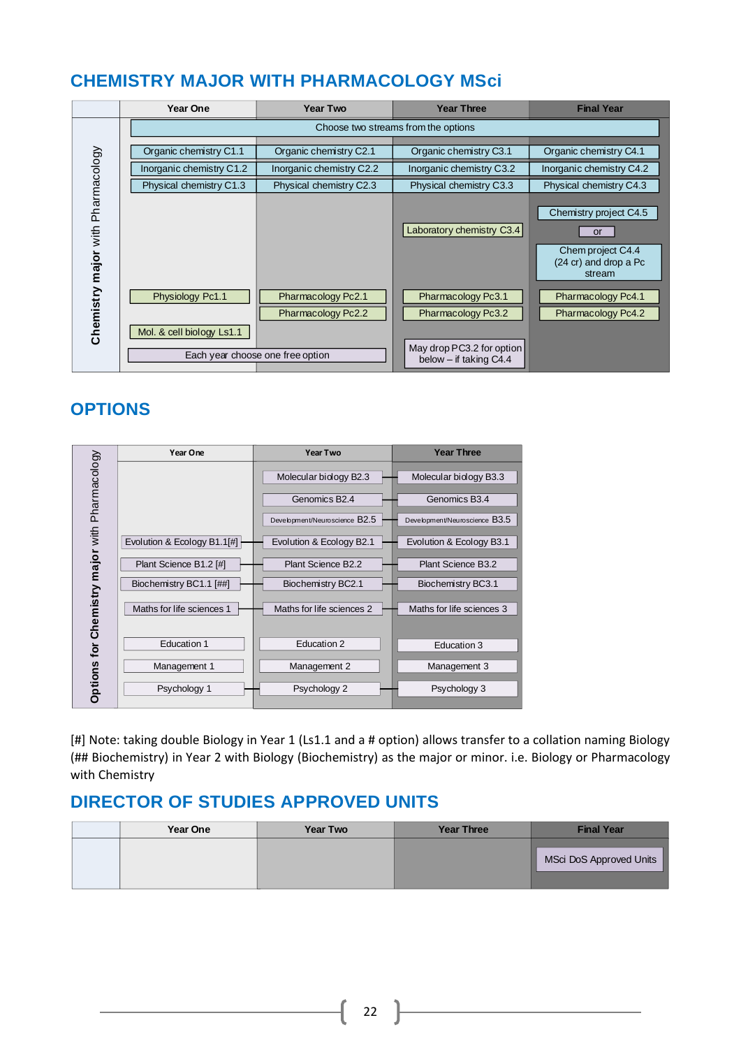## CHEMISTRY MAJOR WITH PHARMACOLOGY MSci

| Chemistry major with Pharmacology | Year One | Year Two | Year Three | Final Year |
|---|---|---|---|---|
| | Choose two streams from the options | | | |
| | Organic chemistry C1.1 | Organic chemistry C2.1 | Organic chemistry C3.1 | Organic chemistry C4.1 |
| | Inorganic chemistry C1.2 | Inorganic chemistry C2.2 | Inorganic chemistry C3.2 | Inorganic chemistry C4.2 |
| | Physical chemistry C1.3 | Physical chemistry C2.3 | Physical chemistry C3.3 | Physical chemistry C4.3 |
| | | | | Chemistry project C4.5 |
| | | | Laboratory chemistry C3.4 | or |
| | | | | Chem project C4.4 (24 cr) and drop a Pc stream |
| | Physiology Pc1.1 | Pharmacology Pc2.1 | Pharmacology Pc3.1 | Pharmacology Pc4.1 |
| | | Pharmacology Pc2.2 | Pharmacology Pc3.2 | Pharmacology Pc4.2 |
| | Mol. & cell biology Ls1.1 | | | |
| | Each year choose one free option | | May drop PC3.2 for option below – if taking C4.4 | |

## OPTIONS

| Options for Chemistry major with Pharmacology | Year One | Year Two | Year Three |
|---|---|---|---|
| | | Molecular biology B2.3 | Molecular biology B3.3 |
| | | Genomics B2.4 | Genomics B3.4 |
| | | Development/Neuroscience B2.5 | Development/Neuroscience B3.5 |
| | Evolution & Ecology B1.1[#] | Evolution & Ecology B2.1 | Evolution & Ecology B3.1 |
| | Plant Science B1.2 [#] | Plant Science B2.2 | Plant Science B3.2 |
| | Biochemistry BC1.1 [##] | Biochemistry BC2.1 | Biochemistry BC3.1 |
| | Maths for life sciences 1 | Maths for life sciences 2 | Maths for life sciences 3 |
| | Education 1 | Education 2 | Education 3 |
| | Management 1 | Management 2 | Management 3 |
| | Psychology 1 | Psychology 2 | Psychology 3 |

[#] Note: taking double Biology in Year 1 (Ls1.1 and a # option) allows transfer to a collation naming Biology (## Biochemistry) in Year 2 with Biology (Biochemistry) as the major or minor. i.e. Biology or Pharmacology with Chemistry

## DIRECTOR OF STUDIES APPROVED UNITS

| | Year One | Year Two | Year Three | Final Year |
|---|---|---|---|---|
| | | | | MSci DoS Approved Units |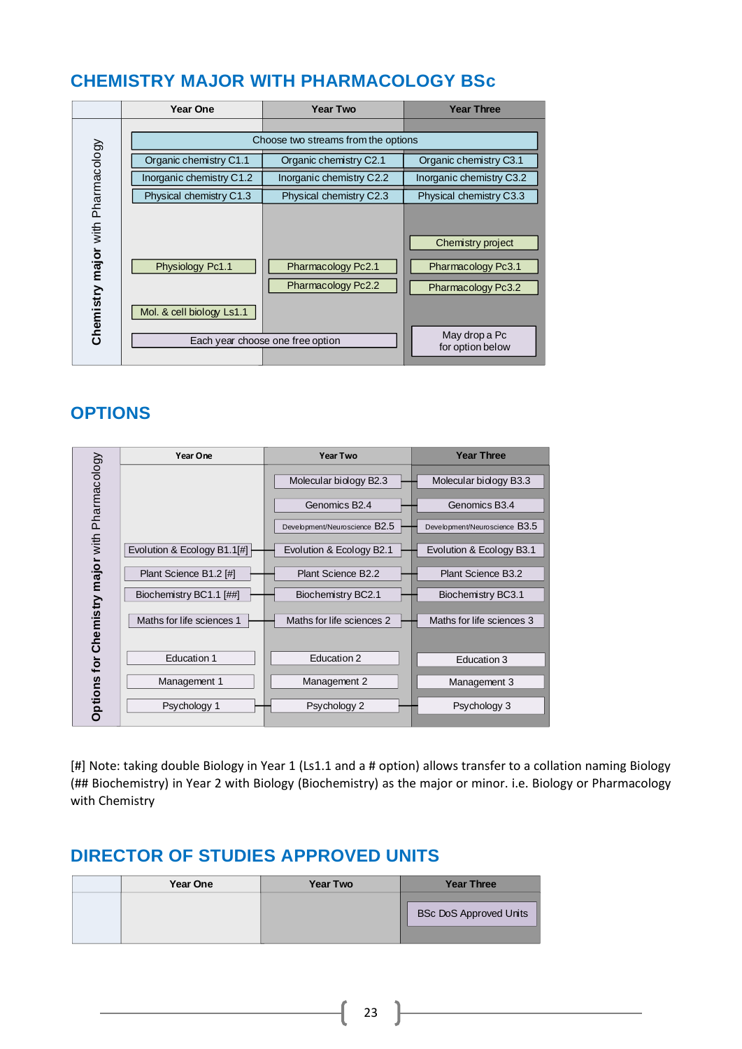## CHEMISTRY MAJOR WITH PHARMACOLOGY BSc

| **Chemistry major** with Pharmacology | Year One | Year Two | Year Three |
|---|---|---|---|
| | Choose two streams from the options | | |
| | Organic chemistry C1.1 | Organic chemistry C2.1 | Organic chemistry C3.1 |
| | Inorganic chemistry C1.2 | Inorganic chemistry C2.2 | Inorganic chemistry C3.2 |
| | Physical chemistry C1.3 | Physical chemistry C2.3 | Physical chemistry C3.3 |
| | | | Chemistry project |
| | Physiology Pc1.1 | Pharmacology Pc2.1 | Pharmacology Pc3.1 |
| | | Pharmacology Pc2.2 | Pharmacology Pc3.2 |
| | Mol. & cell biology Ls1.1 | | |
| | Each year choose one free option | | May drop a Pc for option below |

## OPTIONS

| **Options for Chemistry major** with Pharmacology | Year One | Year Two | Year Three |
|---|---|---|---|
| | | Molecular biology B2.3 | Molecular biology B3.3 |
| | | Genomics B2.4 | Genomics B3.4 |
| | | Development/Neuroscience B2.5 | Development/Neuroscience B3.5 |
| | Evolution & Ecology B1.1[#] | Evolution & Ecology B2.1 | Evolution & Ecology B3.1 |
| | Plant Science B1.2 [#] | Plant Science B2.2 | Plant Science B3.2 |
| | Biochemistry BC1.1 [##] | Biochemistry BC2.1 | Biochemistry BC3.1 |
| | Maths for life sciences 1 | Maths for life sciences 2 | Maths for life sciences 3 |
| | Education 1 | Education 2 | Education 3 |
| | Management 1 | Management 2 | Management 3 |
| | Psychology 1 | Psychology 2 | Psychology 3 |

[#] Note: taking double Biology in Year 1 (Ls1.1 and a # option) allows transfer to a collation naming Biology (## Biochemistry) in Year 2 with Biology (Biochemistry) as the major or minor. i.e. Biology or Pharmacology with Chemistry

## DIRECTOR OF STUDIES APPROVED UNITS

| | Year One | Year Two | Year Three |
|---|---|---|---|
| | | | BSc DoS Approved Units |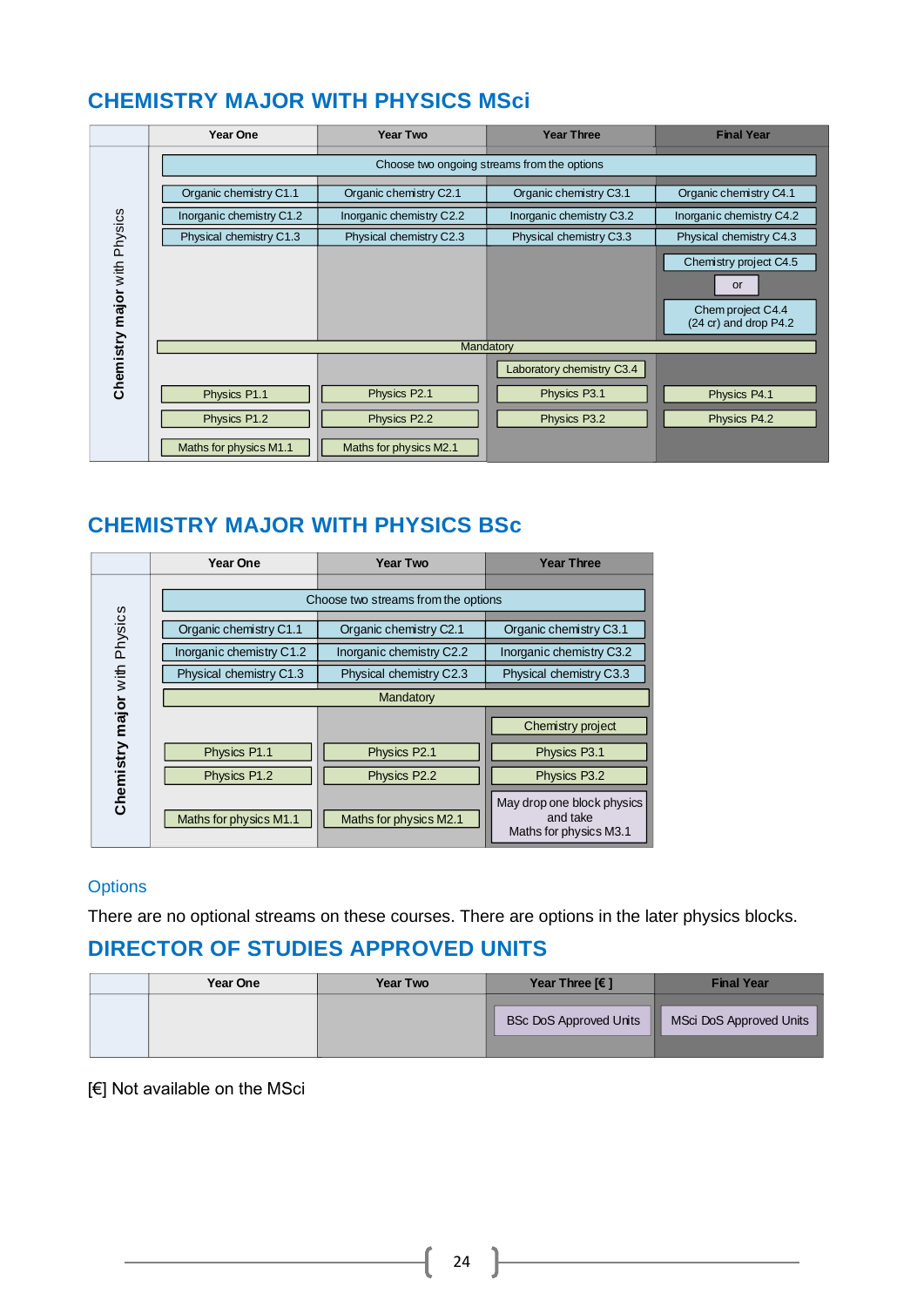## CHEMISTRY MAJOR WITH PHYSICS MSci

| | Year One | Year Two | Year Three | Final Year |
|---|---|---|---|---|
| **Chemistry major** with Physics | Choose two ongoing streams from the options | | | |
| | Organic chemistry C1.1 | Organic chemistry C2.1 | Organic chemistry C3.1 | Organic chemistry C4.1 |
| | Inorganic chemistry C1.2 | Inorganic chemistry C2.2 | Inorganic chemistry C3.2 | Inorganic chemistry C4.2 |
| | Physical chemistry C1.3 | Physical chemistry C2.3 | Physical chemistry C3.3 | Physical chemistry C4.3 |
| | | | | Chemistry project C4.5 |
| | | | | or |
| | | | | Chem project C4.4 (24 cr) and drop P4.2 |
| | Mandatory | | | |
| | | | Laboratory chemistry C3.4 | |
| | Physics P1.1 | Physics P2.1 | Physics P3.1 | Physics P4.1 |
| | Physics P1.2 | Physics P2.2 | Physics P3.2 | Physics P4.2 |
| | Maths for physics M1.1 | Maths for physics M2.1 | | |

## CHEMISTRY MAJOR WITH PHYSICS BSc

| | Year One | Year Two | Year Three |
|---|---|---|---|
| **Chemistry major** with Physics | Choose two streams from the options | | |
| | Organic chemistry C1.1 | Organic chemistry C2.1 | Organic chemistry C3.1 |
| | Inorganic chemistry C1.2 | Inorganic chemistry C2.2 | Inorganic chemistry C3.2 |
| | Physical chemistry C1.3 | Physical chemistry C2.3 | Physical chemistry C3.3 |
| | Mandatory | | |
| | | | Chemistry project |
| | Physics P1.1 | Physics P2.1 | Physics P3.1 |
| | Physics P1.2 | Physics P2.2 | Physics P3.2 |
| | Maths for physics M1.1 | Maths for physics M2.1 | May drop one block physics and take Maths for physics M3.1 |

### Options

There are no optional streams on these courses. There are options in the later physics blocks.

## DIRECTOR OF STUDIES APPROVED UNITS

| | Year One | Year Two | Year Three [€] | Final Year |
|---|---|---|---|---|
| | | | BSc DoS Approved Units | MSci DoS Approved Units |

[€] Not available on the MSci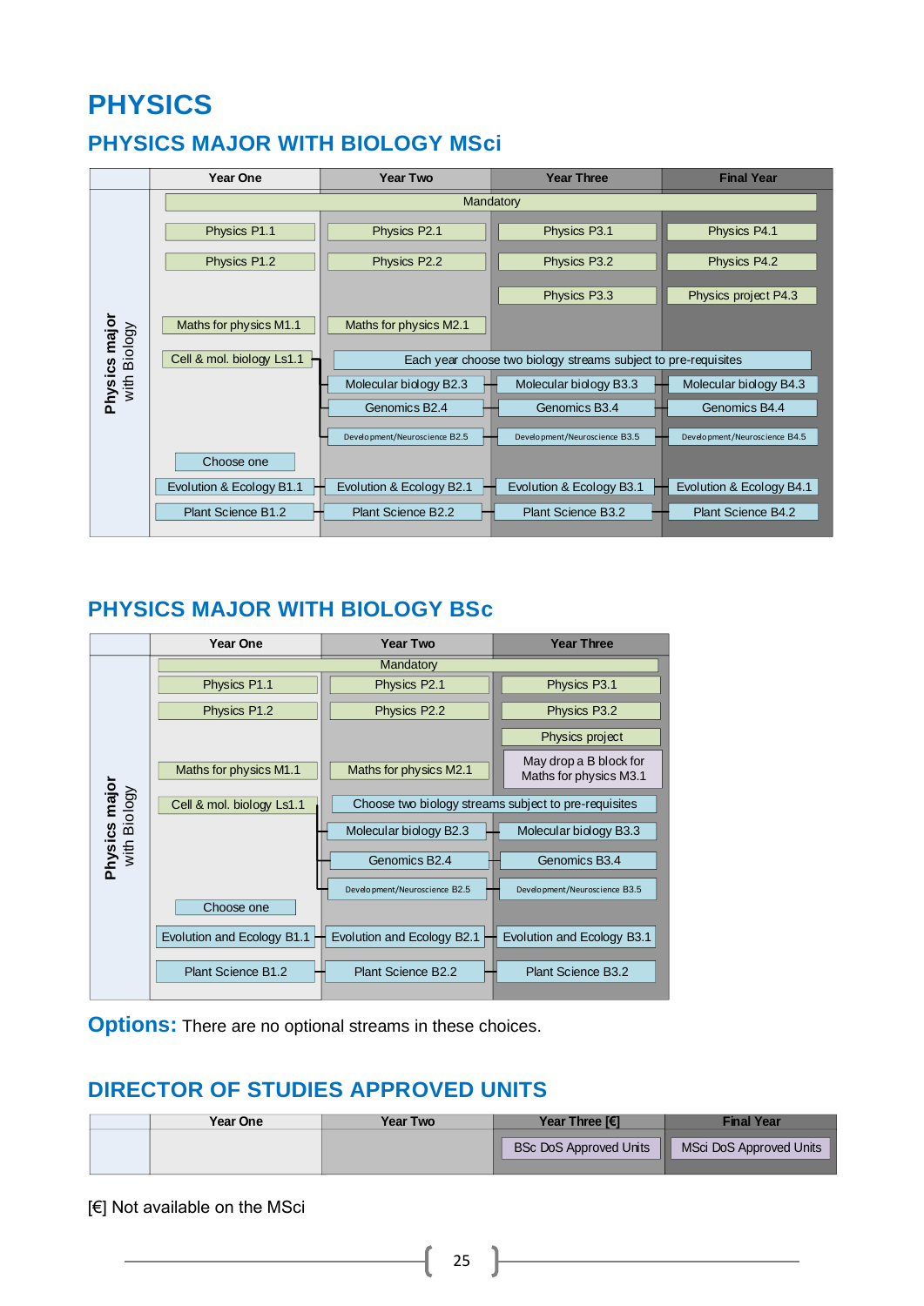# PHYSICS

## PHYSICS MAJOR WITH BIOLOGY MSci

| Physics major with Biology | Year One | Year Two | Year Three | Final Year |
|---|---|---|---|---|
| | Mandatory | | | |
| | Physics P1.1 | Physics P2.1 | Physics P3.1 | Physics P4.1 |
| | Physics P1.2 | Physics P2.2 | Physics P3.2 | Physics P4.2 |
| | | | Physics P3.3 | Physics project P4.3 |
| | Maths for physics M1.1 | Maths for physics M2.1 | | |
| | Cell & mol. biology Ls1.1 | Each year choose two biology streams subject to pre-requisites | | |
| | | Molecular biology B2.3 | Molecular biology B3.3 | Molecular biology B4.3 |
| | | Genomics B2.4 | Genomics B3.4 | Genomics B4.4 |
| | | Development/Neuroscience B2.5 | Development/Neuroscience B3.5 | Development/Neuroscience B4.5 |
| | Choose one | | | |
| | Evolution & Ecology B1.1 | Evolution & Ecology B2.1 | Evolution & Ecology B3.1 | Evolution & Ecology B4.1 |
| | Plant Science B1.2 | Plant Science B2.2 | Plant Science B3.2 | Plant Science B4.2 |

## PHYSICS MAJOR WITH BIOLOGY BSc

| Physics major with Biology | Year One | Year Two | Year Three |
|---|---|---|---|
| | Mandatory | | |
| | Physics P1.1 | Physics P2.1 | Physics P3.1 |
| | Physics P1.2 | Physics P2.2 | Physics P3.2 |
| | | | Physics project |
| | Maths for physics M1.1 | Maths for physics M2.1 | May drop a B block for Maths for physics M3.1 |
| | Cell & mol. biology Ls1.1 | Choose two biology streams subject to pre-requisites | |
| | | Molecular biology B2.3 | Molecular biology B3.3 |
| | | Genomics B2.4 | Genomics B3.4 |
| | | Development/Neuroscience B2.5 | Development/Neuroscience B3.5 |
| | Choose one | | |
| | Evolution and Ecology B1.1 | Evolution and Ecology B2.1 | Evolution and Ecology B3.1 |
| | Plant Science B1.2 | Plant Science B2.2 | Plant Science B3.2 |

**Options:** There are no optional streams in these choices.

## DIRECTOR OF STUDIES APPROVED UNITS

| | Year One | Year Two | Year Three [€] | Final Year |
|---|---|---|---|---|
| | | | BSc DoS Approved Units | MSci DoS Approved Units |

[€] Not available on the MSci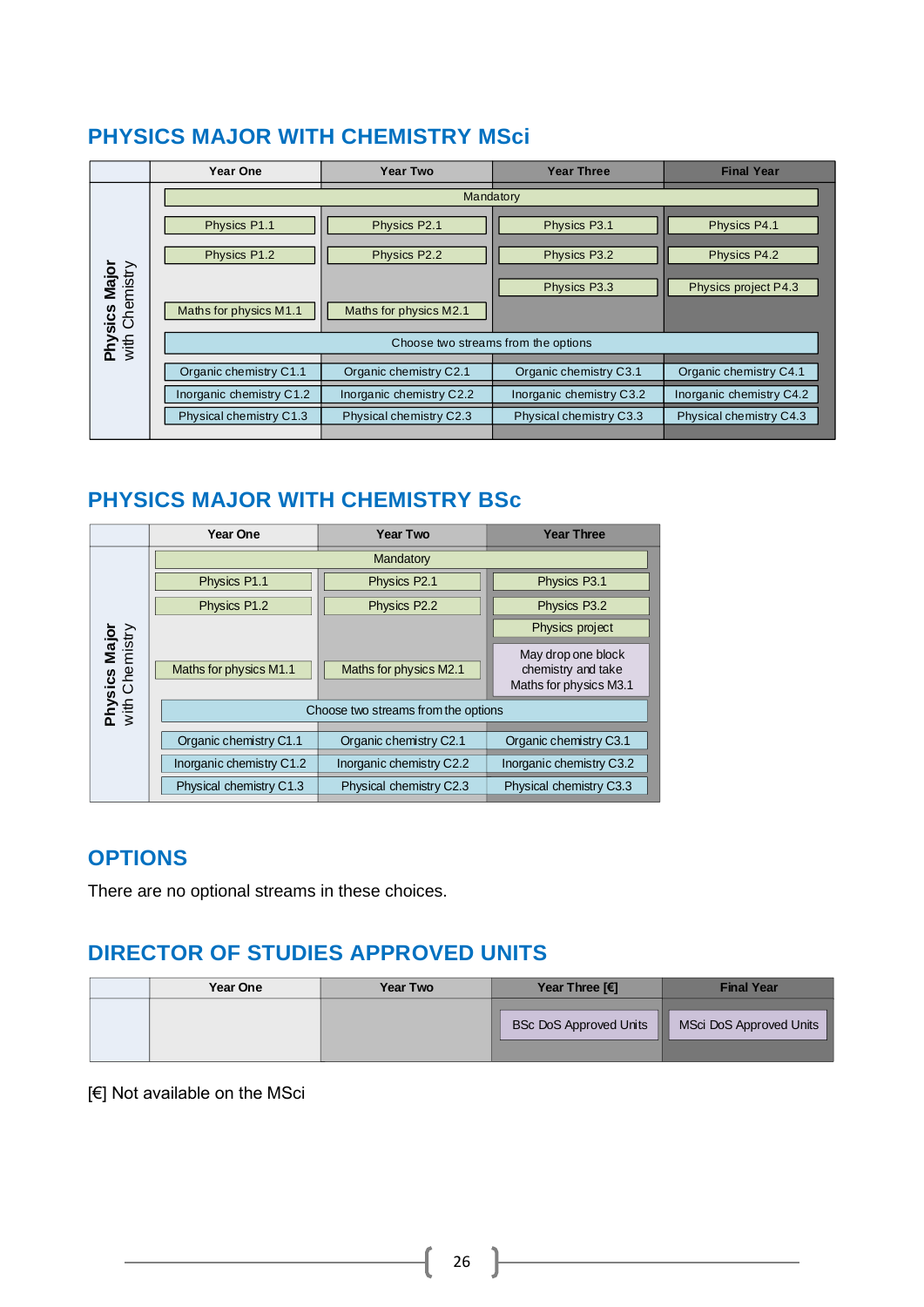## PHYSICS MAJOR WITH CHEMISTRY MSci

| | Year One | Year Two | Year Three | Final Year |
|---|---|---|---|---|
| **Physics Major** with Chemistry | Mandatory | | | |
| | Physics P1.1 | Physics P2.1 | Physics P3.1 | Physics P4.1 |
| | Physics P1.2 | Physics P2.2 | Physics P3.2 | Physics P4.2 |
| | | | Physics P3.3 | Physics project P4.3 |
| | Maths for physics M1.1 | Maths for physics M2.1 | | |
| | Choose two streams from the options | | | |
| | Organic chemistry C1.1 | Organic chemistry C2.1 | Organic chemistry C3.1 | Organic chemistry C4.1 |
| | Inorganic chemistry C1.2 | Inorganic chemistry C2.2 | Inorganic chemistry C3.2 | Inorganic chemistry C4.2 |
| | Physical chemistry C1.3 | Physical chemistry C2.3 | Physical chemistry C3.3 | Physical chemistry C4.3 |

## PHYSICS MAJOR WITH CHEMISTRY BSc

| | Year One | Year Two | Year Three |
|---|---|---|---|
| **Physics Major** with Chemistry | Mandatory | | |
| | Physics P1.1 | Physics P2.1 | Physics P3.1 |
| | Physics P1.2 | Physics P2.2 | Physics P3.2 |
| | | | Physics project |
| | Maths for physics M1.1 | Maths for physics M2.1 | May drop one block chemistry and take Maths for physics M3.1 |
| | Choose two streams from the options | | |
| | Organic chemistry C1.1 | Organic chemistry C2.1 | Organic chemistry C3.1 |
| | Inorganic chemistry C1.2 | Inorganic chemistry C2.2 | Inorganic chemistry C3.2 |
| | Physical chemistry C1.3 | Physical chemistry C2.3 | Physical chemistry C3.3 |

## OPTIONS

There are no optional streams in these choices.

## DIRECTOR OF STUDIES APPROVED UNITS

| | Year One | Year Two | Year Three [€] | Final Year |
|---|---|---|---|---|
| | | | BSc DoS Approved Units | MSci DoS Approved Units |

[€] Not available on the MSci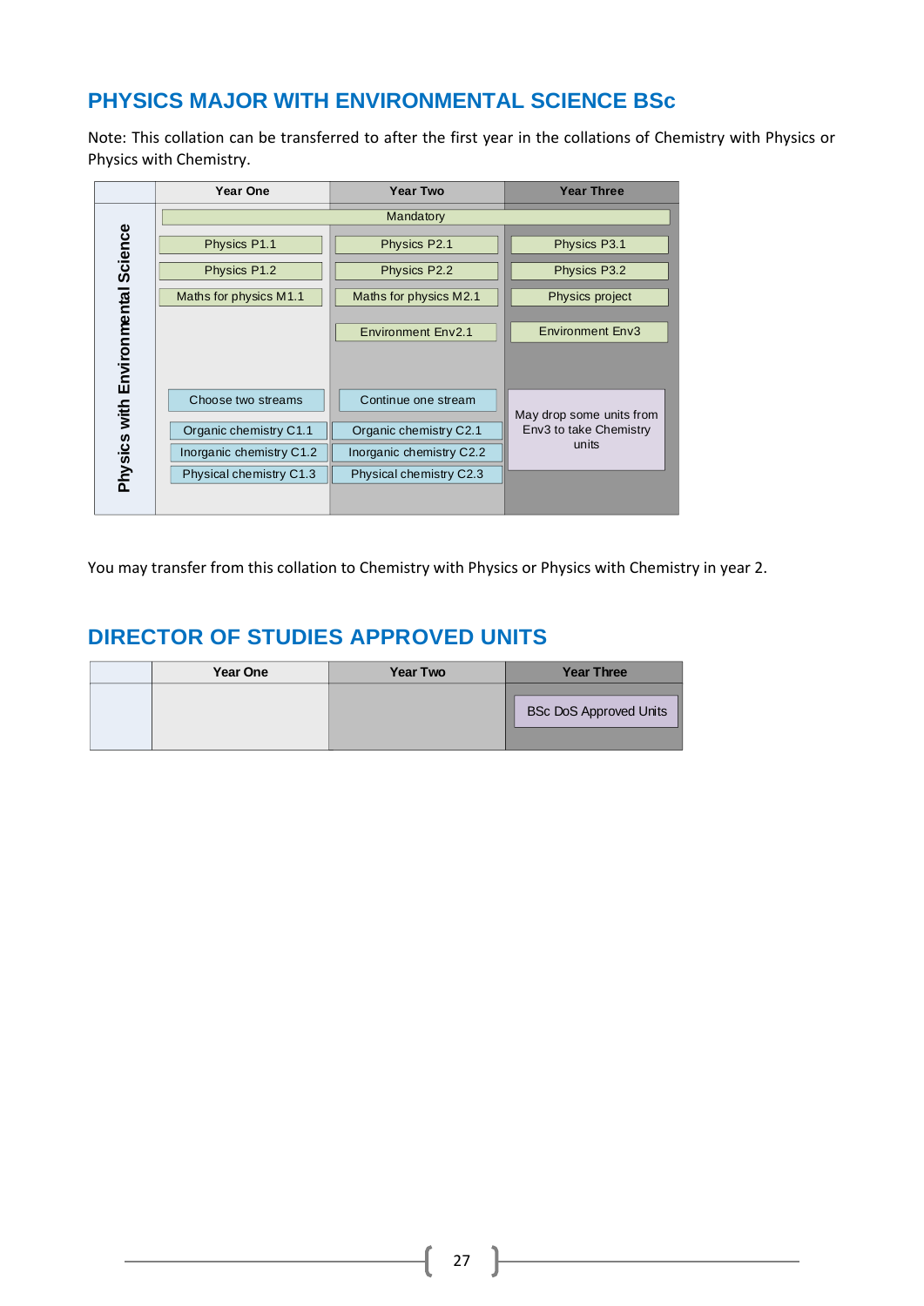## PHYSICS MAJOR WITH ENVIRONMENTAL SCIENCE BSc

Note: This collation can be transferred to after the first year in the collations of Chemistry with Physics or Physics with Chemistry.

| Physics with Environmental Science | Year One | Year Two | Year Three |
|---|---|---|---|
| | Mandatory | | |
| | Physics P1.1 | Physics P2.1 | Physics P3.1 |
| | Physics P1.2 | Physics P2.2 | Physics P3.2 |
| | Maths for physics M1.1 | Maths for physics M2.1 | Physics project |
| | | Environment Env2.1 | Environment Env3 |
| | Choose two streams | Continue one stream | May drop some units from Env3 to take Chemistry units |
| | Organic chemistry C1.1 | Organic chemistry C2.1 | |
| | Inorganic chemistry C1.2 | Inorganic chemistry C2.2 | |
| | Physical chemistry C1.3 | Physical chemistry C2.3 | |

You may transfer from this collation to Chemistry with Physics or Physics with Chemistry in year 2.

## DIRECTOR OF STUDIES APPROVED UNITS

| | Year One | Year Two | Year Three |
|---|---|---|---|
| | | | BSc DoS Approved Units |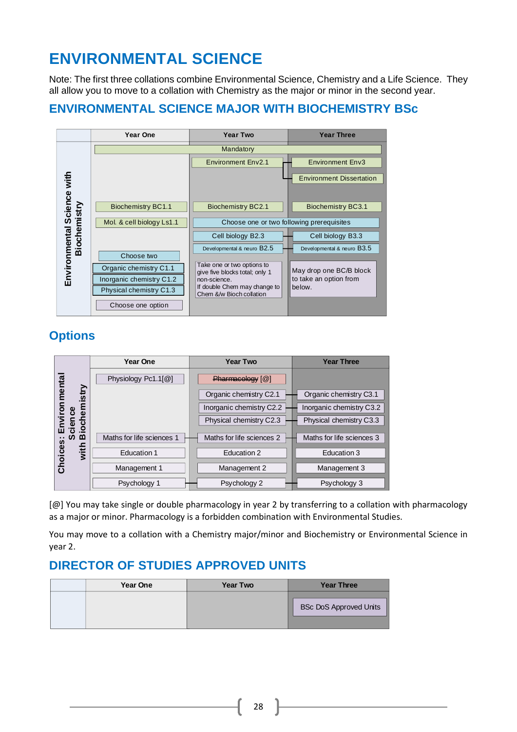# ENVIRONMENTAL SCIENCE

Note: The first three collations combine Environmental Science, Chemistry and a Life Science. They all allow you to move to a collation with Chemistry as the major or minor in the second year.

## ENVIRONMENTAL SCIENCE MAJOR WITH BIOCHEMISTRY BSc

| Environmental Science with Biochemistry | Year One | Year Two | Year Three |
|---|---|---|---|
| | Mandatory | | |
| | | Environment Env2.1 | Environment Env3 |
| | | | Environment Dissertation |
| | Biochemistry BC1.1 | Biochemistry BC2.1 | Biochemistry BC3.1 |
| | Mol. & cell biology Ls1.1 | Choose one or two following prerequisites | |
| | | Cell biology B2.3 | Cell biology B3.3 |
| | | Developmental & neuro B2.5 | Developmental & neuro B3.5 |
| | Choose two | | |
| | Organic chemistry C1.1 | Take one or two options to give five blocks total; only 1 non-science. If double Chem may change to Chem &/w Bioch collation | May drop one BC/B block to take an option from below. |
| | Inorganic chemistry C1.2 | | |
| | Physical chemistry C1.3 | | |
| | Choose one option | | |

## Options

| Choices: Environmental Science with Biochemistry | Year One | Year Two | Year Three |
|---|---|---|---|
| | Physiology Pc1.1[@] | ~~Pharmacology~~ [@] | |
| | | Organic chemistry C2.1 | Organic chemistry C3.1 |
| | | Inorganic chemistry C2.2 | Inorganic chemistry C3.2 |
| | | Physical chemistry C2.3 | Physical chemistry C3.3 |
| | Maths for life sciences 1 | Maths for life sciences 2 | Maths for life sciences 3 |
| | Education 1 | Education 2 | Education 3 |
| | Management 1 | Management 2 | Management 3 |
| | Psychology 1 | Psychology 2 | Psychology 3 |

[@] You may take single or double pharmacology in year 2 by transferring to a collation with pharmacology as a major or minor. Pharmacology is a forbidden combination with Environmental Studies.

You may move to a collation with a Chemistry major/minor and Biochemistry or Environmental Science in year 2.

## DIRECTOR OF STUDIES APPROVED UNITS

| | Year One | Year Two | Year Three |
|---|---|---|---|
| | | | BSc DoS Approved Units |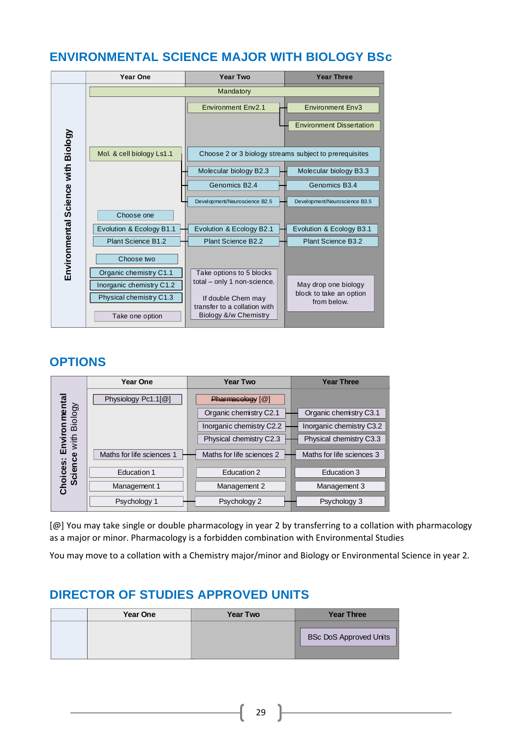## ENVIRONMENTAL SCIENCE MAJOR WITH BIOLOGY BSc

| Environmental Science with Biology | Year One | Year Two | Year Three |
|---|---|---|---|
| | Mandatory | | |
| | | Environment Env2.1 | Environment Env3 |
| | | | Environment Dissertation |
| | Mol. & cell biology Ls1.1 | Choose 2 or 3 biology streams subject to prerequisites | |
| | | Molecular biology B2.3 | Molecular biology B3.3 |
| | | Genomics B2.4 | Genomics B3.4 |
| | | Development/Neuroscience B2.5 | Development/Neuroscience B3.5 |
| | Choose one | | |
| | Evolution & Ecology B1.1 | Evolution & Ecology B2.1 | Evolution & Ecology B3.1 |
| | Plant Science B1.2 | Plant Science B2.2 | Plant Science B3.2 |
| | Choose two | | |
| | Organic chemistry C1.1 | Take options to 5 blocks total – only 1 non-science. If double Chem may transfer to a collation with Biology &/w Chemistry | May drop one biology block to take an option from below. |
| | Inorganic chemistry C1.2 | | |
| | Physical chemistry C1.3 | | |
| | Take one option | | |

## OPTIONS

| Choices: Environmental Science with Biology | Year One | Year Two | Year Three |
|---|---|---|---|
| | Physiology Pc1.1[@] | ~~Pharmacology~~ [@] | |
| | | Organic chemistry C2.1 | Organic chemistry C3.1 |
| | | Inorganic chemistry C2.2 | Inorganic chemistry C3.2 |
| | | Physical chemistry C2.3 | Physical chemistry C3.3 |
| | Maths for life sciences 1 | Maths for life sciences 2 | Maths for life sciences 3 |
| | Education 1 | Education 2 | Education 3 |
| | Management 1 | Management 2 | Management 3 |
| | Psychology 1 | Psychology 2 | Psychology 3 |

[@] You may take single or double pharmacology in year 2 by transferring to a collation with pharmacology as a major or minor. Pharmacology is a forbidden combination with Environmental Studies

You may move to a collation with a Chemistry major/minor and Biology or Environmental Science in year 2.

## DIRECTOR OF STUDIES APPROVED UNITS

| | Year One | Year Two | Year Three |
|---|---|---|---|
| | | | BSc DoS Approved Units |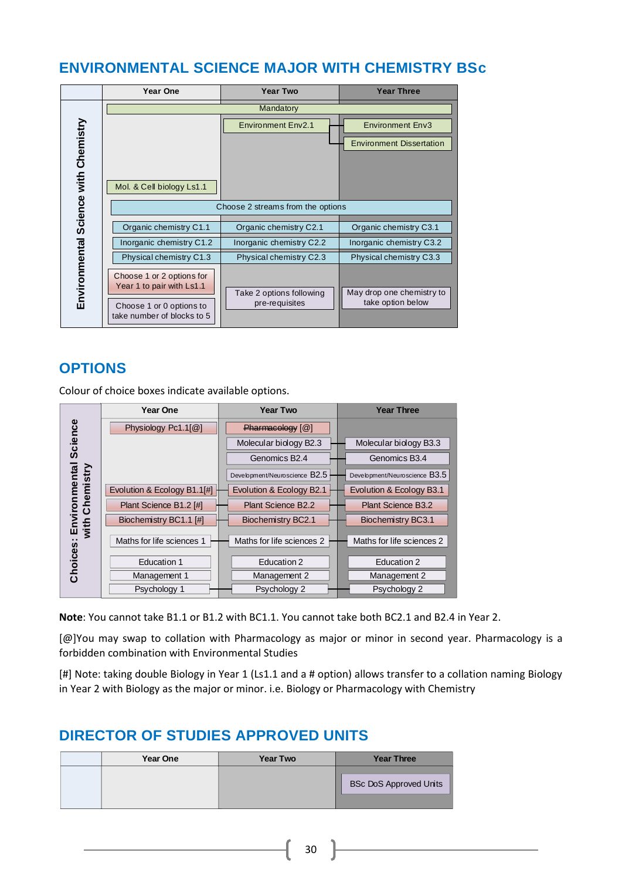## ENVIRONMENTAL SCIENCE MAJOR WITH CHEMISTRY BSc

| | Year One | Year Two | Year Three |
|---|---|---|---|
| Environmental Science with Chemistry | Mandatory | | |
| | | Environment Env2.1 | Environment Env3 |
| | | | Environment Dissertation |
| | Mol. & Cell biology Ls1.1 | | |
| | Choose 2 streams from the options | | |
| | Organic chemistry C1.1 | Organic chemistry C2.1 | Organic chemistry C3.1 |
| | Inorganic chemistry C1.2 | Inorganic chemistry C2.2 | Inorganic chemistry C3.2 |
| | Physical chemistry C1.3 | Physical chemistry C2.3 | Physical chemistry C3.3 |
| | Choose 1 or 2 options for Year 1 to pair with Ls1.1 | Take 2 options following pre-requisites | May drop one chemistry to take option below |
| | Choose 1 or 0 options to take number of blocks to 5 | | |

## OPTIONS

Colour of choice boxes indicate available options.

| | Year One | Year Two | Year Three |
|---|---|---|---|
| Choices: Environmental Science with Chemistry | Physiology Pc1.1[@] | ~~Pharmacology~~ [@] | |
| | | Molecular biology B2.3 | Molecular biology B3.3 |
| | | Genomics B2.4 | Genomics B3.4 |
| | | Development/Neuroscience B2.5 | Development/Neuroscience B3.5 |
| | Evolution & Ecology B1.1[#] | Evolution & Ecology B2.1 | Evolution & Ecology B3.1 |
| | Plant Science B1.2 [#] | Plant Science B2.2 | Plant Science B3.2 |
| | Biochemistry BC1.1 [#] | Biochemistry BC2.1 | Biochemistry BC3.1 |
| | Maths for life sciences 1 | Maths for life sciences 2 | Maths for life sciences 2 |
| | Education 1 | Education 2 | Education 2 |
| | Management 1 | Management 2 | Management 2 |
| | Psychology 1 | Psychology 2 | Psychology 2 |

**Note**: You cannot take B1.1 or B1.2 with BC1.1. You cannot take both BC2.1 and B2.4 in Year 2.

[@]You may swap to collation with Pharmacology as major or minor in second year. Pharmacology is a forbidden combination with Environmental Studies

[#] Note: taking double Biology in Year 1 (Ls1.1 and a # option) allows transfer to a collation naming Biology in Year 2 with Biology as the major or minor. i.e. Biology or Pharmacology with Chemistry

## DIRECTOR OF STUDIES APPROVED UNITS

| | Year One | Year Two | Year Three |
|---|---|---|---|
| | | | BSc DoS Approved Units |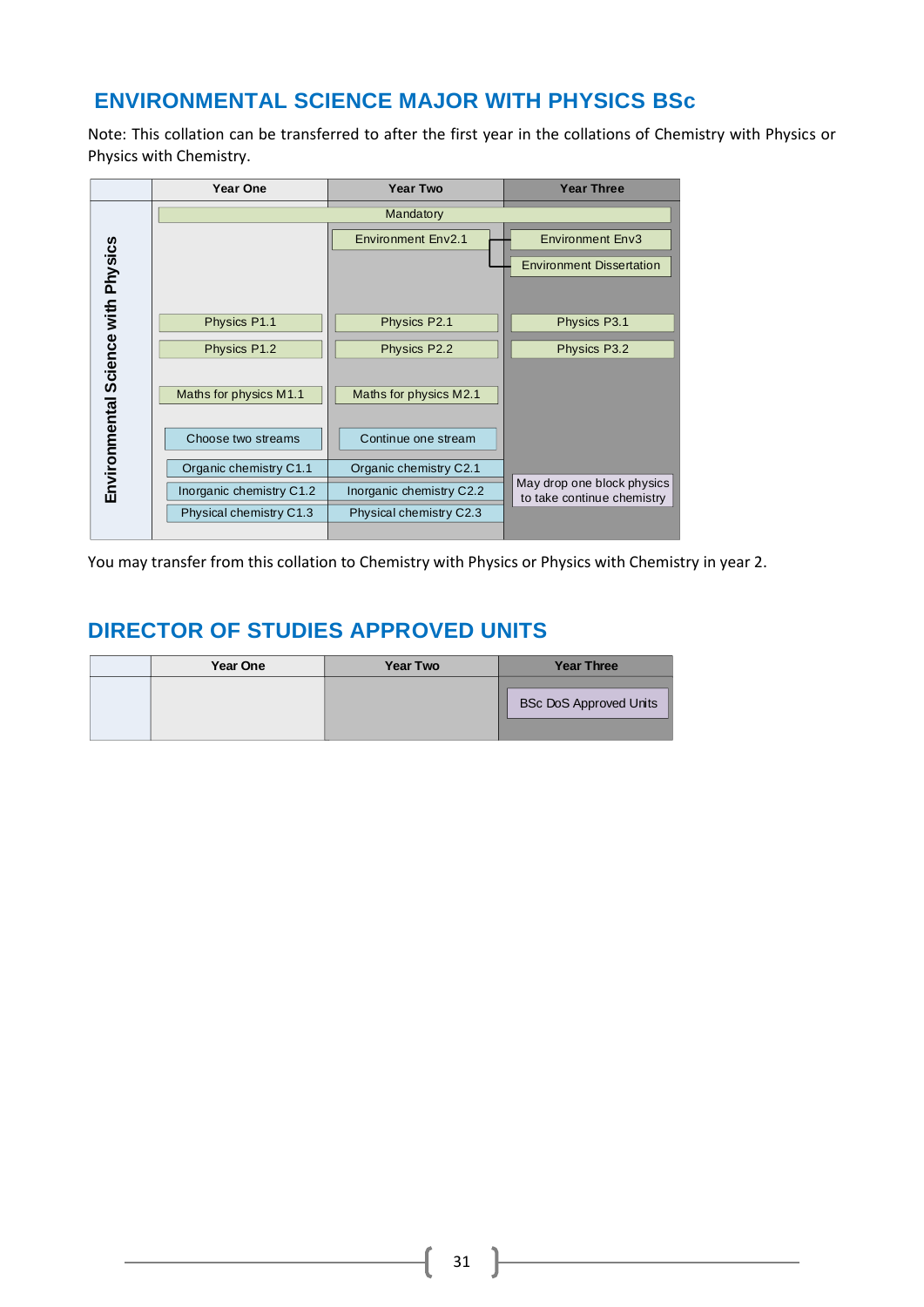## ENVIRONMENTAL SCIENCE MAJOR WITH PHYSICS BSc

Note: This collation can be transferred to after the first year in the collations of Chemistry with Physics or Physics with Chemistry.

| Environmental Science with Physics | Year One | Year Two | Year Three |
|---|---|---|---|
| | Mandatory | | |
| | | Environment Env2.1 | Environment Env3 |
| | | | Environment Dissertation |
| | Physics P1.1 | Physics P2.1 | Physics P3.1 |
| | Physics P1.2 | Physics P2.2 | Physics P3.2 |
| | Maths for physics M1.1 | Maths for physics M2.1 | |
| | Choose two streams | Continue one stream | |
| | Organic chemistry C1.1 | Organic chemistry C2.1 | May drop one block physics to take continue chemistry |
| | Inorganic chemistry C1.2 | Inorganic chemistry C2.2 | |
| | Physical chemistry C1.3 | Physical chemistry C2.3 | |

You may transfer from this collation to Chemistry with Physics or Physics with Chemistry in year 2.

## DIRECTOR OF STUDIES APPROVED UNITS

| | Year One | Year Two | Year Three |
|---|---|---|---|
| | | | BSc DoS Approved Units |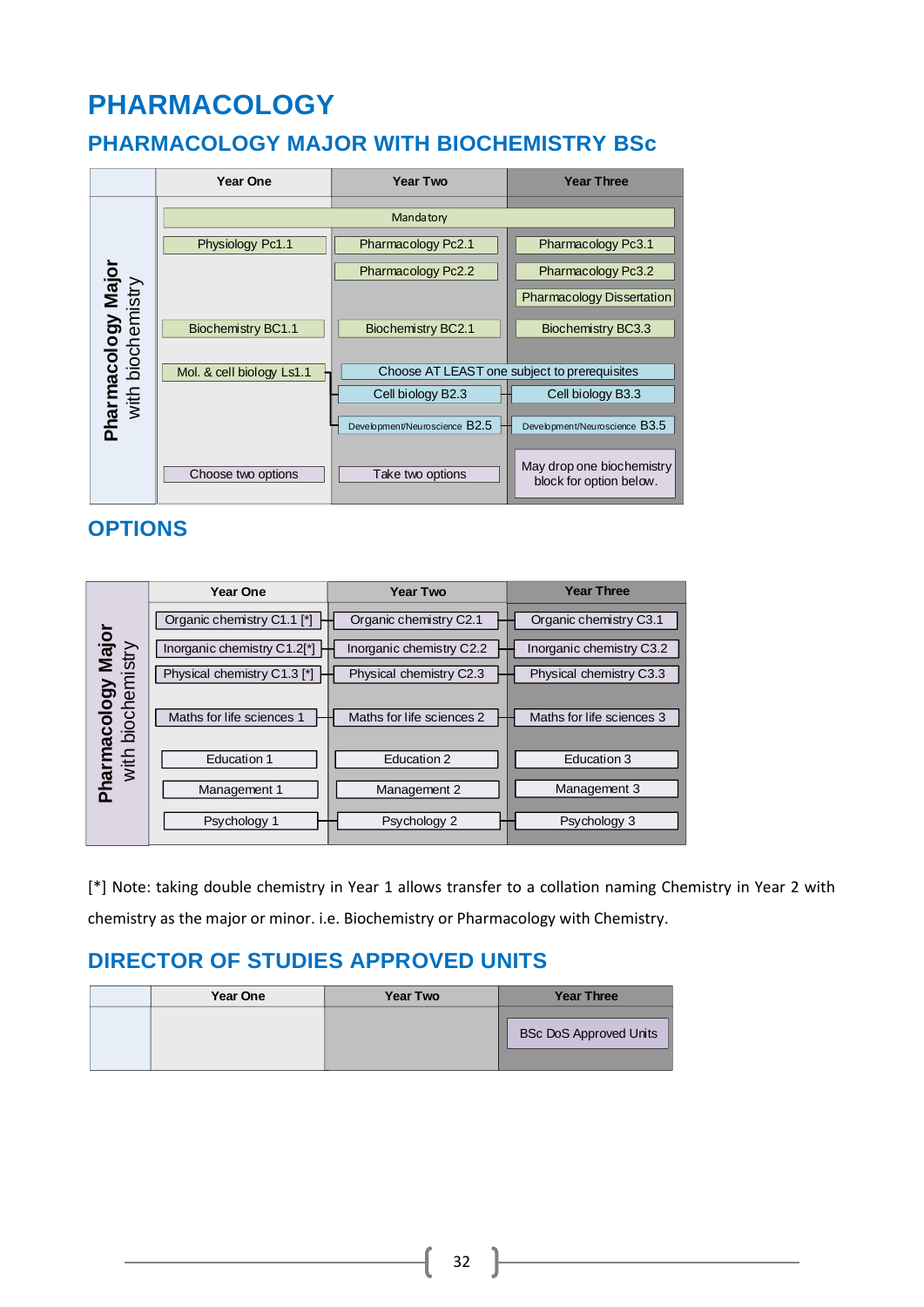# PHARMACOLOGY

## PHARMACOLOGY MAJOR WITH BIOCHEMISTRY BSc

| Pharmacology Major with biochemistry | Year One | Year Two | Year Three |
|---|---|---|---|
| | Mandatory | | |
| | Physiology Pc1.1 | Pharmacology Pc2.1 | Pharmacology Pc3.1 |
| | | Pharmacology Pc2.2 | Pharmacology Pc3.2 |
| | | | Pharmacology Dissertation |
| | Biochemistry BC1.1 | Biochemistry BC2.1 | Biochemistry BC3.3 |
| | Mol. & cell biology Ls1.1 | Choose AT LEAST one subject to prerequisites | |
| | | Cell biology B2.3 | Cell biology B3.3 |
| | | Development/Neuroscience B2.5 | Development/Neuroscience B3.5 |
| | Choose two options | Take two options | May drop one biochemistry block for option below. |

## OPTIONS

| Pharmacology Major with biochemistry | Year One | Year Two | Year Three |
|---|---|---|---|
| | Organic chemistry C1.1 [*] | Organic chemistry C2.1 | Organic chemistry C3.1 |
| | Inorganic chemistry C1.2[*] | Inorganic chemistry C2.2 | Inorganic chemistry C3.2 |
| | Physical chemistry C1.3 [*] | Physical chemistry C2.3 | Physical chemistry C3.3 |
| | Maths for life sciences 1 | Maths for life sciences 2 | Maths for life sciences 3 |
| | Education 1 | Education 2 | Education 3 |
| | Management 1 | Management 2 | Management 3 |
| | Psychology 1 | Psychology 2 | Psychology 3 |

[*] Note: taking double chemistry in Year 1 allows transfer to a collation naming Chemistry in Year 2 with chemistry as the major or minor. i.e. Biochemistry or Pharmacology with Chemistry.

## DIRECTOR OF STUDIES APPROVED UNITS

| | Year One | Year Two | Year Three |
|---|---|---|---|
| | | | BSc DoS Approved Units |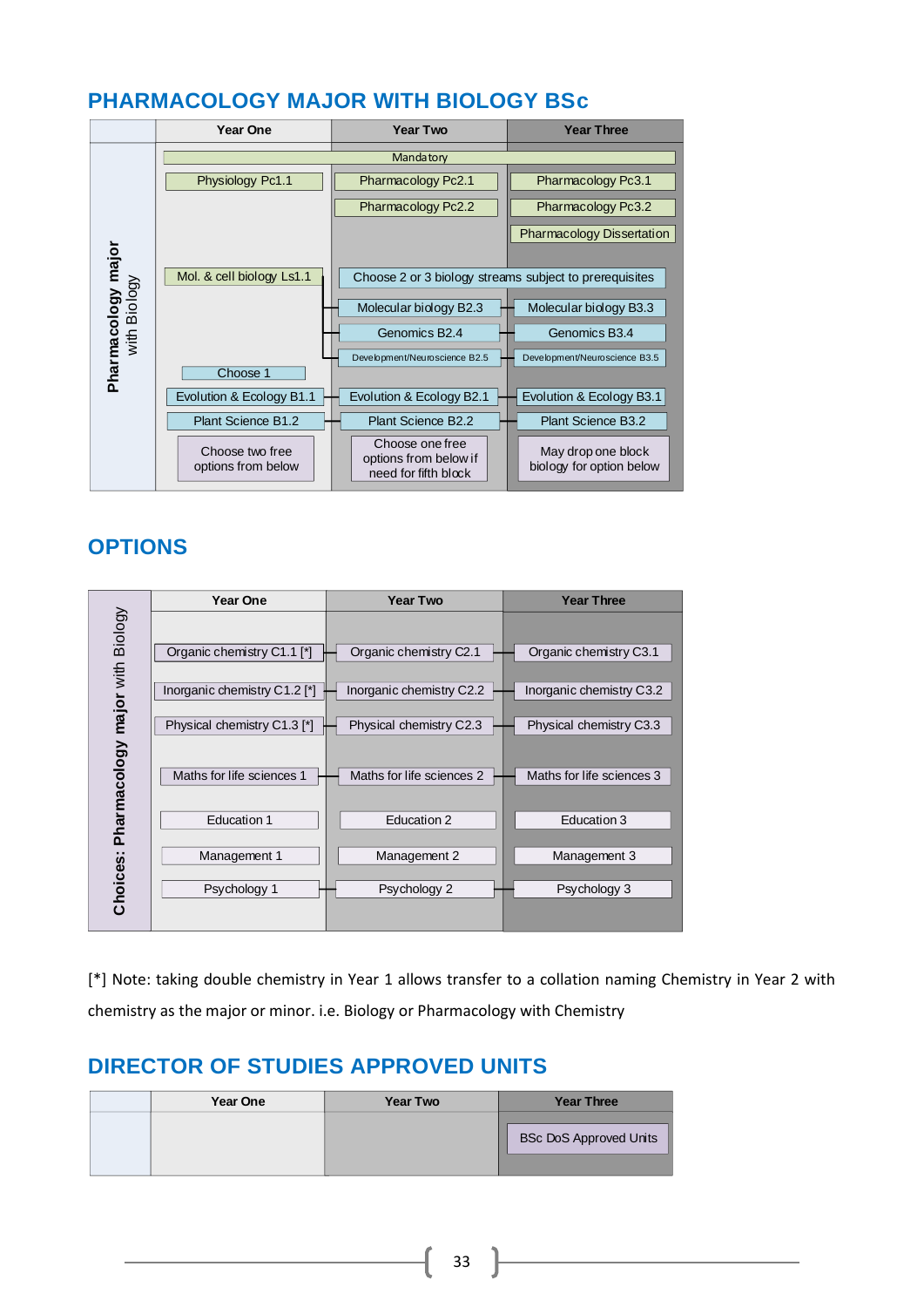## PHARMACOLOGY MAJOR WITH BIOLOGY BSc

| Pharmacology major with Biology | Year One | Year Two | Year Three |
|---|---|---|---|
| | Mandatory | | |
| | Physiology Pc1.1 | Pharmacology Pc2.1 | Pharmacology Pc3.1 |
| | | Pharmacology Pc2.2 | Pharmacology Pc3.2 |
| | | | Pharmacology Dissertation |
| | Mol. & cell biology Ls1.1 | Choose 2 or 3 biology streams subject to prerequisites | |
| | | Molecular biology B2.3 | Molecular biology B3.3 |
| | | Genomics B2.4 | Genomics B3.4 |
| | | Development/Neuroscience B2.5 | Development/Neuroscience B3.5 |
| | Choose 1 | | |
| | Evolution & Ecology B1.1 | Evolution & Ecology B2.1 | Evolution & Ecology B3.1 |
| | Plant Science B1.2 | Plant Science B2.2 | Plant Science B3.2 |
| | Choose two free options from below | Choose one free options from below if need for fifth block | May drop one block biology for option below |

## OPTIONS

| Choices: Pharmacology major with Biology | Year One | Year Two | Year Three |
|---|---|---|---|
| | Organic chemistry C1.1 [*] | Organic chemistry C2.1 | Organic chemistry C3.1 |
| | Inorganic chemistry C1.2 [*] | Inorganic chemistry C2.2 | Inorganic chemistry C3.2 |
| | Physical chemistry C1.3 [*] | Physical chemistry C2.3 | Physical chemistry C3.3 |
| | Maths for life sciences 1 | Maths for life sciences 2 | Maths for life sciences 3 |
| | Education 1 | Education 2 | Education 3 |
| | Management 1 | Management 2 | Management 3 |
| | Psychology 1 | Psychology 2 | Psychology 3 |

[*] Note: taking double chemistry in Year 1 allows transfer to a collation naming Chemistry in Year 2 with chemistry as the major or minor. i.e. Biology or Pharmacology with Chemistry

## DIRECTOR OF STUDIES APPROVED UNITS

| | Year One | Year Two | Year Three |
|---|---|---|---|
| | | | BSc DoS Approved Units |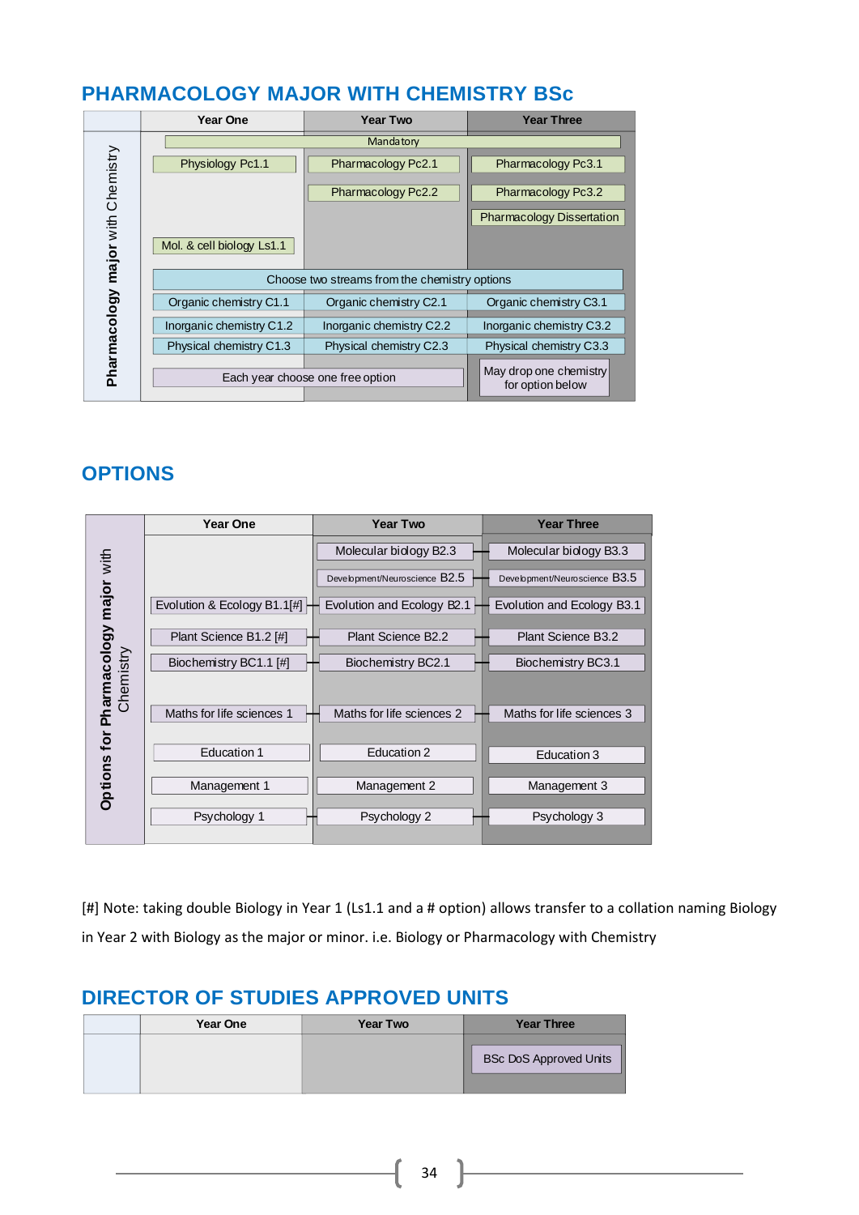## PHARMACOLOGY MAJOR WITH CHEMISTRY BSc

| Pharmacology major with Chemistry | Year One | Year Two | Year Three |
|---|---|---|---|
| | Mandatory | | |
| | Physiology Pc1.1 | Pharmacology Pc2.1 | Pharmacology Pc3.1 |
| | | Pharmacology Pc2.2 | Pharmacology Pc3.2 |
| | | | Pharmacology Dissertation |
| | Mol. & cell biology Ls1.1 | | |
| | Choose two streams from the chemistry options | | |
| | Organic chemistry C1.1 | Organic chemistry C2.1 | Organic chemistry C3.1 |
| | Inorganic chemistry C1.2 | Inorganic chemistry C2.2 | Inorganic chemistry C3.2 |
| | Physical chemistry C1.3 | Physical chemistry C2.3 | Physical chemistry C3.3 |
| | Each year choose one free option | | May drop one chemistry for option below |

## OPTIONS

| Options for Pharmacology major with Chemistry | Year One | Year Two | Year Three |
|---|---|---|---|
| | | Molecular biology B2.3 | Molecular biology B3.3 |
| | | Development/Neuroscience B2.5 | Development/Neuroscience B3.5 |
| | Evolution & Ecology B1.1[#] | Evolution and Ecology B2.1 | Evolution and Ecology B3.1 |
| | Plant Science B1.2 [#] | Plant Science B2.2 | Plant Science B3.2 |
| | Biochemistry BC1.1 [#] | Biochemistry BC2.1 | Biochemistry BC3.1 |
| | Maths for life sciences 1 | Maths for life sciences 2 | Maths for life sciences 3 |
| | Education 1 | Education 2 | Education 3 |
| | Management 1 | Management 2 | Management 3 |
| | Psychology 1 | Psychology 2 | Psychology 3 |

[#] Note: taking double Biology in Year 1 (Ls1.1 and a # option) allows transfer to a collation naming Biology in Year 2 with Biology as the major or minor. i.e. Biology or Pharmacology with Chemistry

## DIRECTOR OF STUDIES APPROVED UNITS

| | Year One | Year Two | Year Three |
|---|---|---|---|
| | | | BSc DoS Approved Units |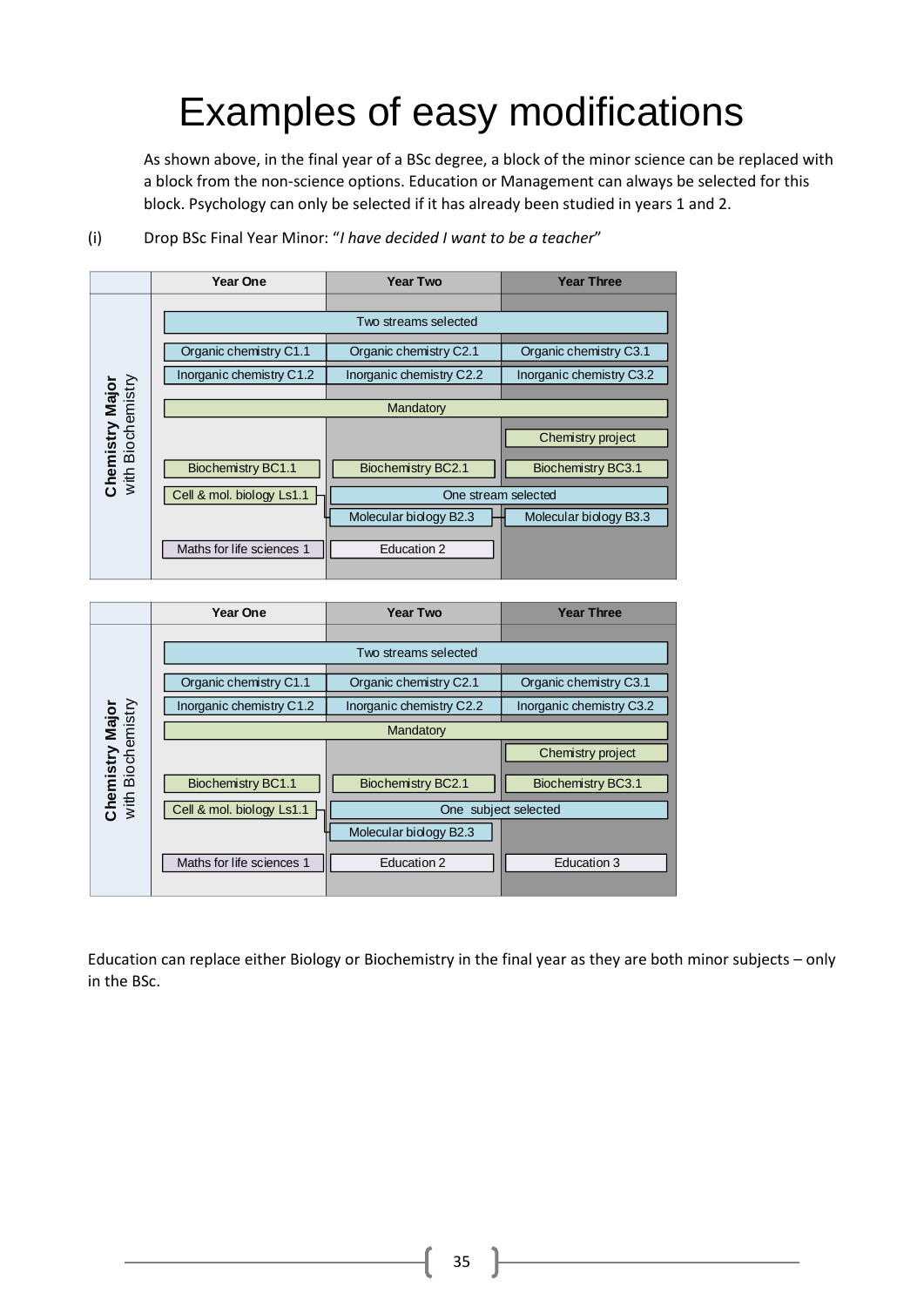# Examples of easy modifications

As shown above, in the final year of a BSc degree, a block of the minor science can be replaced with a block from the non-science options. Education or Management can always be selected for this block. Psychology can only be selected if it has already been studied in years 1 and 2.

(i) Drop BSc Final Year Minor: "*I have decided I want to be a teacher*"

**Chemistry Major** with Biochemistry

| | Year One | Year Two | Year Three |
|---|---|---|---|
| Two streams selected | | | |
| | Organic chemistry C1.1 | Organic chemistry C2.1 | Organic chemistry C3.1 |
| | Inorganic chemistry C1.2 | Inorganic chemistry C2.2 | Inorganic chemistry C3.2 |
| Mandatory | | | |
| | | | Chemistry project |
| | Biochemistry BC1.1 | Biochemistry BC2.1 | Biochemistry BC3.1 |
| One stream selected | Cell & mol. biology Ls1.1 | Molecular biology B2.3 | Molecular biology B3.3 |
| | Maths for life sciences 1 | Education 2 | |

**Chemistry Major** with Biochemistry

| | Year One | Year Two | Year Three |
|---|---|---|---|
| Two streams selected | | | |
| | Organic chemistry C1.1 | Organic chemistry C2.1 | Organic chemistry C3.1 |
| | Inorganic chemistry C1.2 | Inorganic chemistry C2.2 | Inorganic chemistry C3.2 |
| Mandatory | | | |
| | | | Chemistry project |
| | Biochemistry BC1.1 | Biochemistry BC2.1 | Biochemistry BC3.1 |
| One subject selected | Cell & mol. biology Ls1.1 | Molecular biology B2.3 | |
| | Maths for life sciences 1 | Education 2 | Education 3 |

Education can replace either Biology or Biochemistry in the final year as they are both minor subjects – only in the BSc.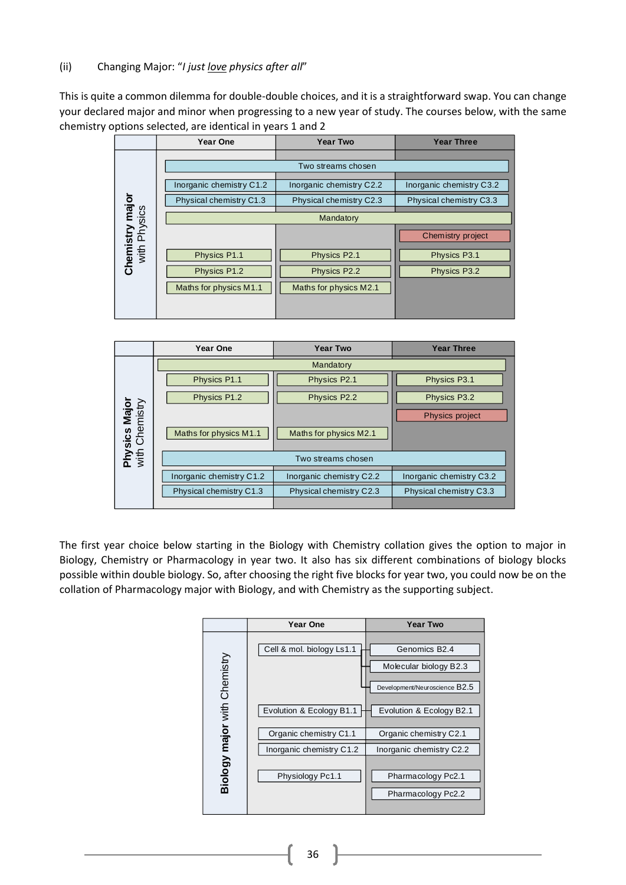(ii) Changing Major: "*I just <u>love</u> physics after all*"

This is quite a common dilemma for double-double choices, and it is a straightforward swap. You can change your declared major and minor when progressing to a new year of study. The courses below, with the same chemistry options selected, are identical in years 1 and 2

**Chemistry major** with Physics

| | Year One | Year Two | Year Three |
|---|---|---|---|
| Two streams chosen | | | |
| | Inorganic chemistry C1.2 | Inorganic chemistry C2.2 | Inorganic chemistry C3.2 |
| | Physical chemistry C1.3 | Physical chemistry C2.3 | Physical chemistry C3.3 |
| Mandatory | | | |
| | | | Chemistry project |
| | Physics P1.1 | Physics P2.1 | Physics P3.1 |
| | Physics P1.2 | Physics P2.2 | Physics P3.2 |
| | Maths for physics M1.1 | Maths for physics M2.1 | |

**Physics Major** with Chemistry

| | Year One | Year Two | Year Three |
|---|---|---|---|
| Mandatory | | | |
| | Physics P1.1 | Physics P2.1 | Physics P3.1 |
| | Physics P1.2 | Physics P2.2 | Physics P3.2 |
| | | | Physics project |
| | Maths for physics M1.1 | Maths for physics M2.1 | |
| Two streams chosen | | | |
| | Inorganic chemistry C1.2 | Inorganic chemistry C2.2 | Inorganic chemistry C3.2 |
| | Physical chemistry C1.3 | Physical chemistry C2.3 | Physical chemistry C3.3 |

The first year choice below starting in the Biology with Chemistry collation gives the option to major in Biology, Chemistry or Pharmacology in year two. It also has six different combinations of biology blocks possible within double biology. So, after choosing the right five blocks for year two, you could now be on the collation of Pharmacology major with Biology, and with Chemistry as the supporting subject.

**Biology major** with Chemistry

| Year One | Year Two |
|---|---|
| Cell & mol. biology Ls1.1 | Genomics B2.4 |
| | Molecular biology B2.3 |
| | Development/Neuroscience B2.5 |
| Evolution & Ecology B1.1 | Evolution & Ecology B2.1 |
| Organic chemistry C1.1 | Organic chemistry C2.1 |
| Inorganic chemistry C1.2 | Inorganic chemistry C2.2 |
| Physiology Pc1.1 | Pharmacology Pc2.1 |
| | Pharmacology Pc2.2 |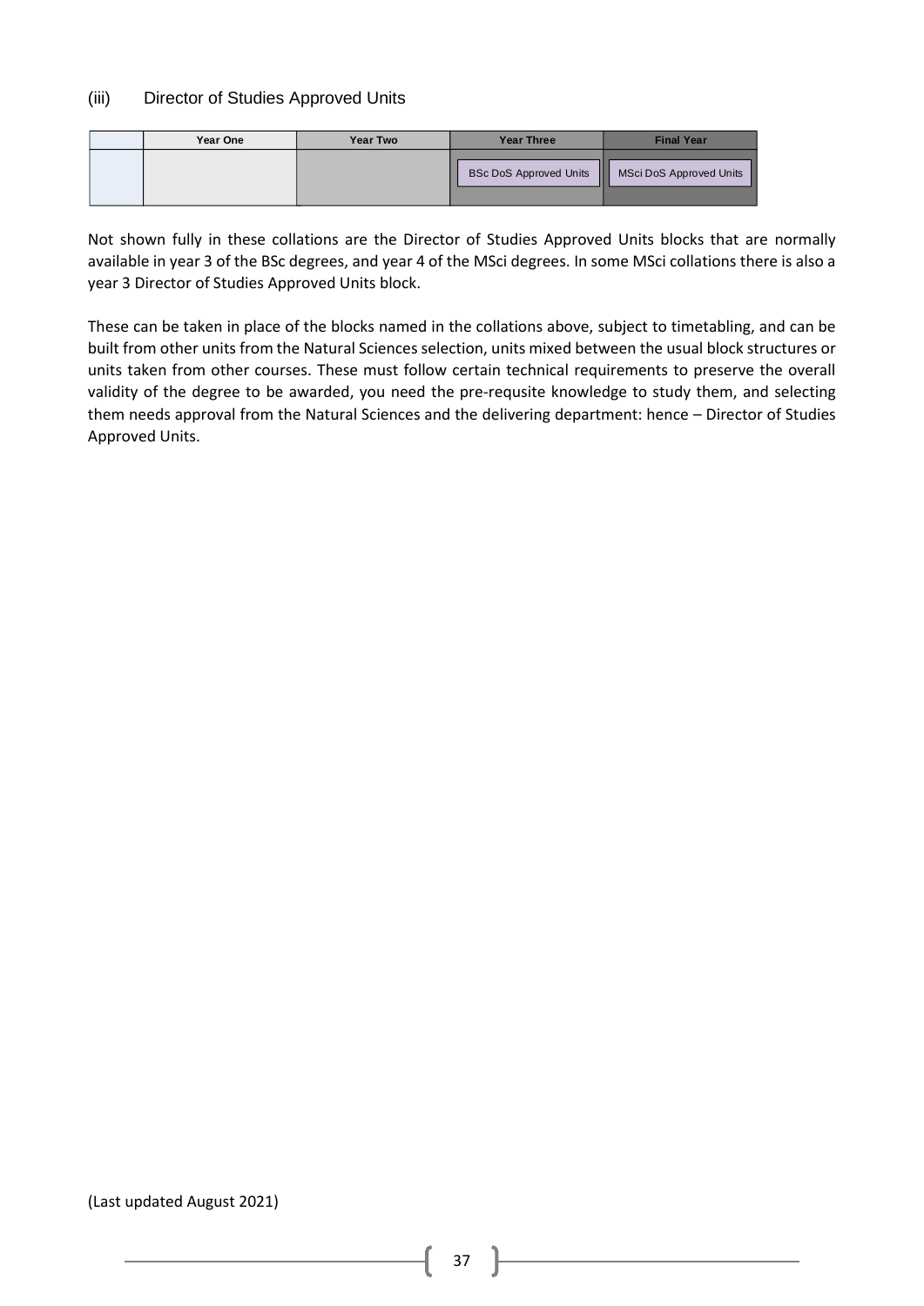### (iii) Director of Studies Approved Units

| | Year One | Year Two | Year Three | Final Year |
|---|---|---|---|---|
| | | | BSc DoS Approved Units | MSci DoS Approved Units |

Not shown fully in these collations are the Director of Studies Approved Units blocks that are normally available in year 3 of the BSc degrees, and year 4 of the MSci degrees. In some MSci collations there is also a year 3 Director of Studies Approved Units block.

These can be taken in place of the blocks named in the collations above, subject to timetabling, and can be built from other units from the Natural Sciences selection, units mixed between the usual block structures or units taken from other courses. These must follow certain technical requirements to preserve the overall validity of the degree to be awarded, you need the pre-requsite knowledge to study them, and selecting them needs approval from the Natural Sciences and the delivering department: hence – Director of Studies Approved Units.

(Last updated August 2021)